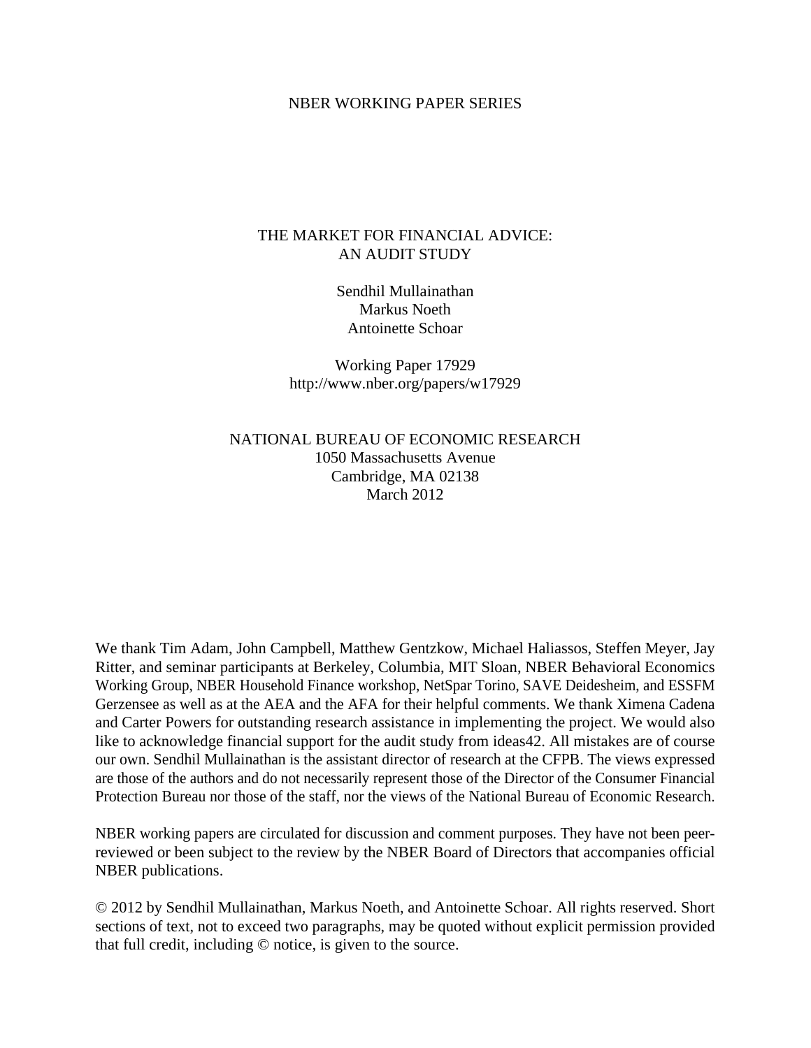NBER WORKING PAPER SERIES

# THE MARKET FOR FINANCIAL ADVICE: AN AUDIT STUDY

Sendhil Mullainathan
Markus Noeth
Antoinette Schoar

Working Paper 17929
http://www.nber.org/papers/w17929

NATIONAL BUREAU OF ECONOMIC RESEARCH
1050 Massachusetts Avenue
Cambridge, MA 02138
March 2012

We thank Tim Adam, John Campbell, Matthew Gentzkow, Michael Haliassos, Steffen Meyer, Jay Ritter, and seminar participants at Berkeley, Columbia, MIT Sloan, NBER Behavioral Economics Working Group, NBER Household Finance workshop, NetSpar Torino, SAVE Deidesheim, and ESSFM Gerzensee as well as at the AEA and the AFA for their helpful comments. We thank Ximena Cadena and Carter Powers for outstanding research assistance in implementing the project. We would also like to acknowledge financial support for the audit study from ideas42. All mistakes are of course our own. Sendhil Mullainathan is the assistant director of research at the CFPB. The views expressed are those of the authors and do not necessarily represent those of the Director of the Consumer Financial Protection Bureau nor those of the staff, nor the views of the National Bureau of Economic Research.

NBER working papers are circulated for discussion and comment purposes. They have not been peer-reviewed or been subject to the review by the NBER Board of Directors that accompanies official NBER publications.

© 2012 by Sendhil Mullainathan, Markus Noeth, and Antoinette Schoar. All rights reserved. Short sections of text, not to exceed two paragraphs, may be quoted without explicit permission provided that full credit, including © notice, is given to the source.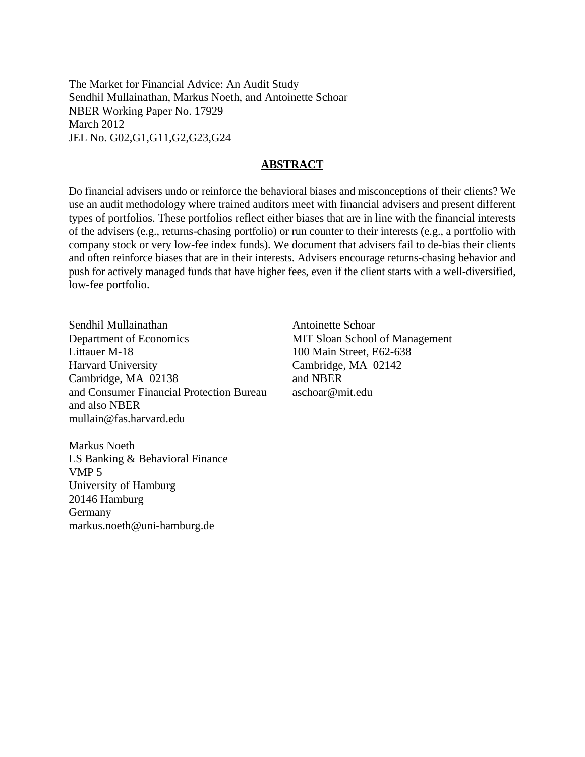The Market for Financial Advice: An Audit Study
Sendhil Mullainathan, Markus Noeth, and Antoinette Schoar
NBER Working Paper No. 17929
March 2012
JEL No. G02,G1,G11,G2,G23,G24

## ABSTRACT

Do financial advisers undo or reinforce the behavioral biases and misconceptions of their clients? We use an audit methodology where trained auditors meet with financial advisers and present different types of portfolios. These portfolios reflect either biases that are in line with the financial interests of the advisers (e.g., returns-chasing portfolio) or run counter to their interests (e.g., a portfolio with company stock or very low-fee index funds). We document that advisers fail to de-bias their clients and often reinforce biases that are in their interests. Advisers encourage returns-chasing behavior and push for actively managed funds that have higher fees, even if the client starts with a well-diversified, low-fee portfolio.

Sendhil Mullainathan
Department of Economics
Littauer M-18
Harvard University
Cambridge, MA 02138
and Consumer Financial Protection Bureau
and also NBER
mullain@fas.harvard.edu

Antoinette Schoar
MIT Sloan School of Management
100 Main Street, E62-638
Cambridge, MA 02142
and NBER
aschoar@mit.edu

Markus Noeth
LS Banking & Behavioral Finance
VMP 5
University of Hamburg
20146 Hamburg
Germany
markus.noeth@uni-hamburg.de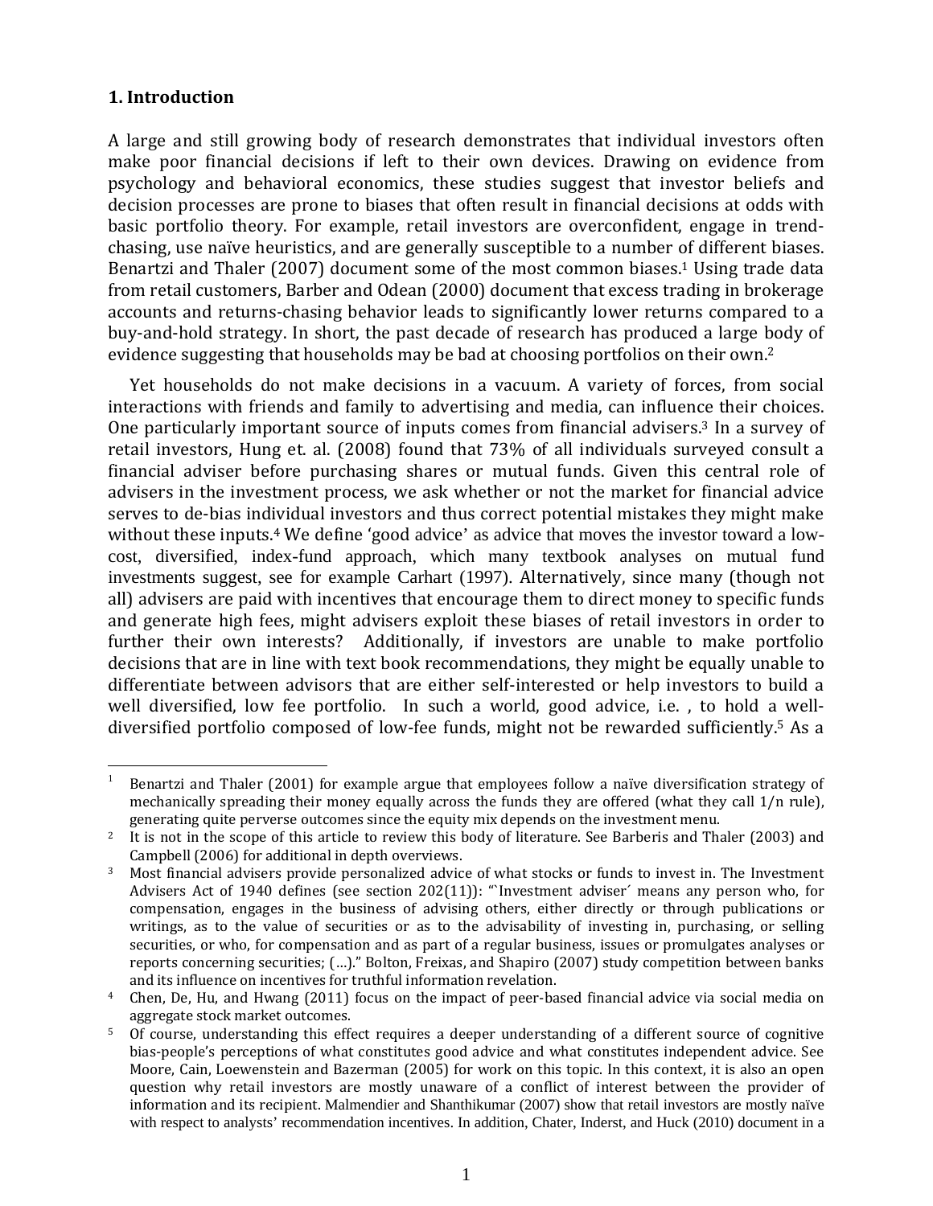## 1. Introduction

A large and still growing body of research demonstrates that individual investors often make poor financial decisions if left to their own devices. Drawing on evidence from psychology and behavioral economics, these studies suggest that investor beliefs and decision processes are prone to biases that often result in financial decisions at odds with basic portfolio theory. For example, retail investors are overconfident, engage in trend-chasing, use naïve heuristics, and are generally susceptible to a number of different biases. Benartzi and Thaler (2007) document some of the most common biases.[1] Using trade data from retail customers, Barber and Odean (2000) document that excess trading in brokerage accounts and returns-chasing behavior leads to significantly lower returns compared to a buy-and-hold strategy. In short, the past decade of research has produced a large body of evidence suggesting that households may be bad at choosing portfolios on their own.[2]

Yet households do not make decisions in a vacuum. A variety of forces, from social interactions with friends and family to advertising and media, can influence their choices. One particularly important source of inputs comes from financial advisers.[3] In a survey of retail investors, Hung et. al. (2008) found that 73% of all individuals surveyed consult a financial adviser before purchasing shares or mutual funds. Given this central role of advisers in the investment process, we ask whether or not the market for financial advice serves to de-bias individual investors and thus correct potential mistakes they might make without these inputs.[4] We define 'good advice' as advice that moves the investor toward a low-cost, diversified, index-fund approach, which many textbook analyses on mutual fund investments suggest, see for example Carhart (1997). Alternatively, since many (though not all) advisers are paid with incentives that encourage them to direct money to specific funds and generate high fees, might advisers exploit these biases of retail investors in order to further their own interests? Additionally, if investors are unable to make portfolio decisions that are in line with text book recommendations, they might be equally unable to differentiate between advisors that are either self-interested or help investors to build a well diversified, low fee portfolio. In such a world, good advice, i.e. , to hold a well-diversified portfolio composed of low-fee funds, might not be rewarded sufficiently.[5] As a

[1] Benartzi and Thaler (2001) for example argue that employees follow a naïve diversification strategy of mechanically spreading their money equally across the funds they are offered (what they call 1/n rule), generating quite perverse outcomes since the equity mix depends on the investment menu.

[2] It is not in the scope of this article to review this body of literature. See Barberis and Thaler (2003) and Campbell (2006) for additional in depth overviews.

[3] Most financial advisers provide personalized advice of what stocks or funds to invest in. The Investment Advisers Act of 1940 defines (see section 202(11)): "`Investment adviser´ means any person who, for compensation, engages in the business of advising others, either directly or through publications or writings, as to the value of securities or as to the advisability of investing in, purchasing, or selling securities, or who, for compensation and as part of a regular business, issues or promulgates analyses or reports concerning securities; (…)." Bolton, Freixas, and Shapiro (2007) study competition between banks and its influence on incentives for truthful information revelation.

[4] Chen, De, Hu, and Hwang (2011) focus on the impact of peer-based financial advice via social media on aggregate stock market outcomes.

[5] Of course, understanding this effect requires a deeper understanding of a different source of cognitive bias-people's perceptions of what constitutes good advice and what constitutes independent advice. See Moore, Cain, Loewenstein and Bazerman (2005) for work on this topic. In this context, it is also an open question why retail investors are mostly unaware of a conflict of interest between the provider of information and its recipient. Malmendier and Shanthikumar (2007) show that retail investors are mostly naïve with respect to analysts' recommendation incentives. In addition, Chater, Inderst, and Huck (2010) document in a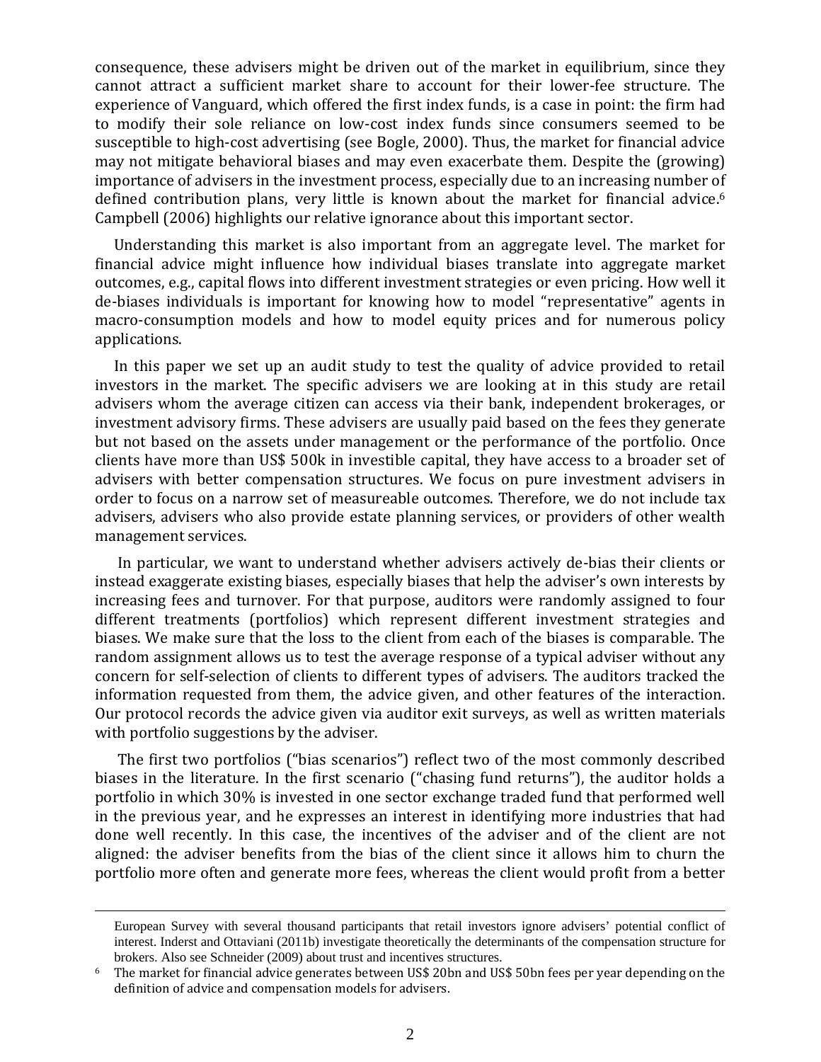consequence, these advisers might be driven out of the market in equilibrium, since they cannot attract a sufficient market share to account for their lower-fee structure. The experience of Vanguard, which offered the first index funds, is a case in point: the firm had to modify their sole reliance on low-cost index funds since consumers seemed to be susceptible to high-cost advertising (see Bogle, 2000). Thus, the market for financial advice may not mitigate behavioral biases and may even exacerbate them. Despite the (growing) importance of advisers in the investment process, especially due to an increasing number of defined contribution plans, very little is known about the market for financial advice.[6] Campbell (2006) highlights our relative ignorance about this important sector.

Understanding this market is also important from an aggregate level. The market for financial advice might influence how individual biases translate into aggregate market outcomes, e.g., capital flows into different investment strategies or even pricing. How well it de-biases individuals is important for knowing how to model "representative" agents in macro-consumption models and how to model equity prices and for numerous policy applications.

In this paper we set up an audit study to test the quality of advice provided to retail investors in the market. The specific advisers we are looking at in this study are retail advisers whom the average citizen can access via their bank, independent brokerages, or investment advisory firms. These advisers are usually paid based on the fees they generate but not based on the assets under management or the performance of the portfolio. Once clients have more than US$ 500k in investible capital, they have access to a broader set of advisers with better compensation structures. We focus on pure investment advisers in order to focus on a narrow set of measureable outcomes. Therefore, we do not include tax advisers, advisers who also provide estate planning services, or providers of other wealth management services.

In particular, we want to understand whether advisers actively de-bias their clients or instead exaggerate existing biases, especially biases that help the adviser's own interests by increasing fees and turnover. For that purpose, auditors were randomly assigned to four different treatments (portfolios) which represent different investment strategies and biases. We make sure that the loss to the client from each of the biases is comparable. The random assignment allows us to test the average response of a typical adviser without any concern for self-selection of clients to different types of advisers. The auditors tracked the information requested from them, the advice given, and other features of the interaction. Our protocol records the advice given via auditor exit surveys, as well as written materials with portfolio suggestions by the adviser.

The first two portfolios ("bias scenarios") reflect two of the most commonly described biases in the literature. In the first scenario ("chasing fund returns"), the auditor holds a portfolio in which 30% is invested in one sector exchange traded fund that performed well in the previous year, and he expresses an interest in identifying more industries that had done well recently. In this case, the incentives of the adviser and of the client are not aligned: the adviser benefits from the bias of the client since it allows him to churn the portfolio more often and generate more fees, whereas the client would profit from a better

European Survey with several thousand participants that retail investors ignore advisers' potential conflict of interest. Inderst and Ottaviani (2011b) investigate theoretically the determinants of the compensation structure for brokers. Also see Schneider (2009) about trust and incentives structures.

[6] The market for financial advice generates between US$ 20bn and US$ 50bn fees per year depending on the definition of advice and compensation models for advisers.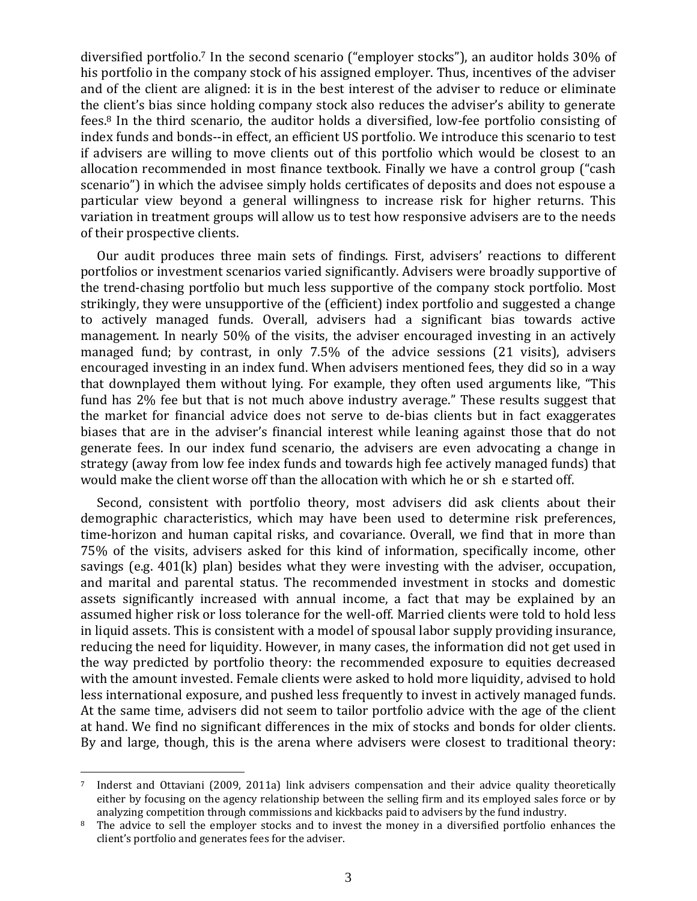diversified portfolio.[7] In the second scenario ("employer stocks"), an auditor holds 30% of his portfolio in the company stock of his assigned employer. Thus, incentives of the adviser and of the client are aligned: it is in the best interest of the adviser to reduce or eliminate the client's bias since holding company stock also reduces the adviser's ability to generate fees.[8] In the third scenario, the auditor holds a diversified, low-fee portfolio consisting of index funds and bonds--in effect, an efficient US portfolio. We introduce this scenario to test if advisers are willing to move clients out of this portfolio which would be closest to an allocation recommended in most finance textbook. Finally we have a control group ("cash scenario") in which the advisee simply holds certificates of deposits and does not espouse a particular view beyond a general willingness to increase risk for higher returns. This variation in treatment groups will allow us to test how responsive advisers are to the needs of their prospective clients.

Our audit produces three main sets of findings. First, advisers' reactions to different portfolios or investment scenarios varied significantly. Advisers were broadly supportive of the trend-chasing portfolio but much less supportive of the company stock portfolio. Most strikingly, they were unsupportive of the (efficient) index portfolio and suggested a change to actively managed funds. Overall, advisers had a significant bias towards active management. In nearly 50% of the visits, the adviser encouraged investing in an actively managed fund; by contrast, in only 7.5% of the advice sessions (21 visits), advisers encouraged investing in an index fund. When advisers mentioned fees, they did so in a way that downplayed them without lying. For example, they often used arguments like, "This fund has 2% fee but that is not much above industry average." These results suggest that the market for financial advice does not serve to de-bias clients but in fact exaggerates biases that are in the adviser's financial interest while leaning against those that do not generate fees. In our index fund scenario, the advisers are even advocating a change in strategy (away from low fee index funds and towards high fee actively managed funds) that would make the client worse off than the allocation with which he or sh e started off.

Second, consistent with portfolio theory, most advisers did ask clients about their demographic characteristics, which may have been used to determine risk preferences, time-horizon and human capital risks, and covariance. Overall, we find that in more than 75% of the visits, advisers asked for this kind of information, specifically income, other savings (e.g. 401(k) plan) besides what they were investing with the adviser, occupation, and marital and parental status. The recommended investment in stocks and domestic assets significantly increased with annual income, a fact that may be explained by an assumed higher risk or loss tolerance for the well-off. Married clients were told to hold less in liquid assets. This is consistent with a model of spousal labor supply providing insurance, reducing the need for liquidity. However, in many cases, the information did not get used in the way predicted by portfolio theory: the recommended exposure to equities decreased with the amount invested. Female clients were asked to hold more liquidity, advised to hold less international exposure, and pushed less frequently to invest in actively managed funds. At the same time, advisers did not seem to tailor portfolio advice with the age of the client at hand. We find no significant differences in the mix of stocks and bonds for older clients. By and large, though, this is the arena where advisers were closest to traditional theory:

[7] Inderst and Ottaviani (2009, 2011a) link advisers compensation and their advice quality theoretically either by focusing on the agency relationship between the selling firm and its employed sales force or by analyzing competition through commissions and kickbacks paid to advisers by the fund industry.

[8] The advice to sell the employer stocks and to invest the money in a diversified portfolio enhances the client's portfolio and generates fees for the adviser.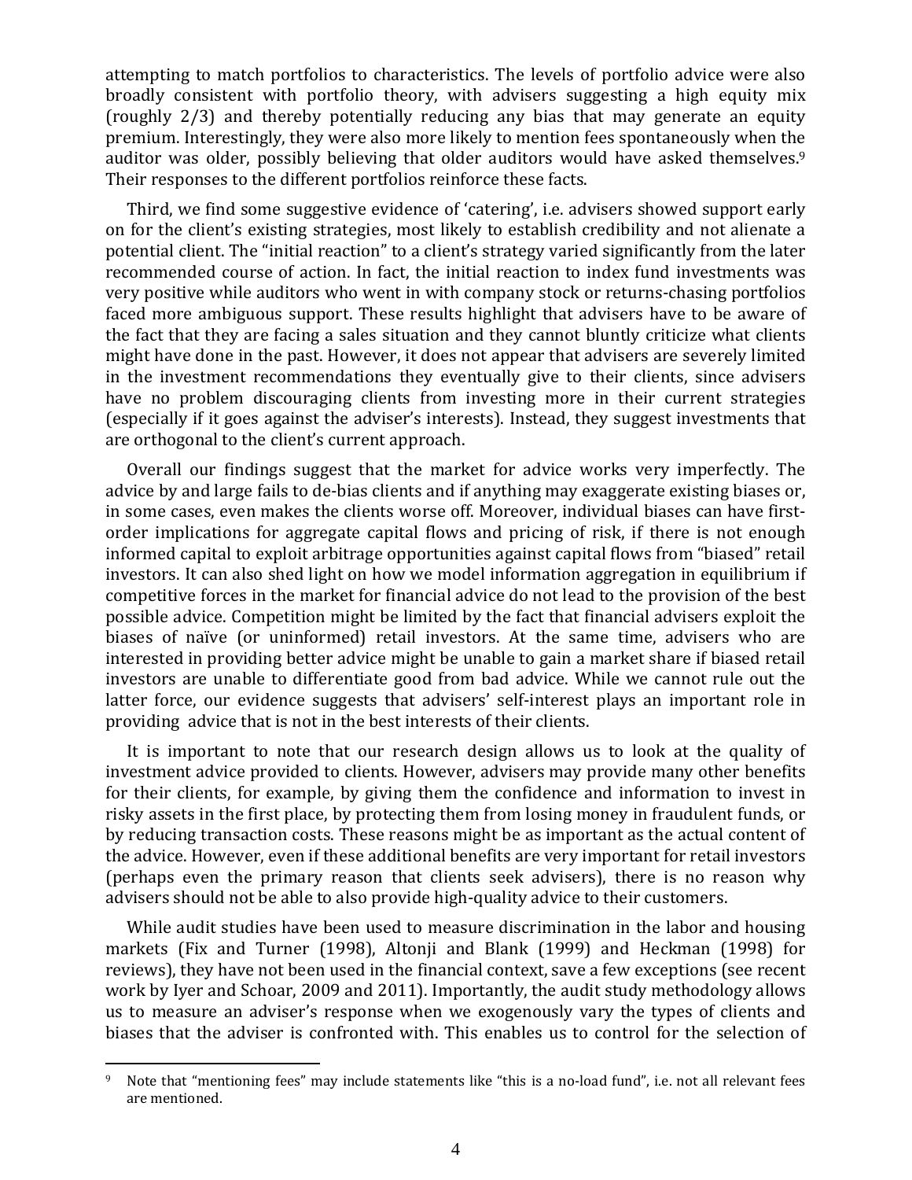attempting to match portfolios to characteristics. The levels of portfolio advice were also broadly consistent with portfolio theory, with advisers suggesting a high equity mix (roughly 2/3) and thereby potentially reducing any bias that may generate an equity premium. Interestingly, they were also more likely to mention fees spontaneously when the auditor was older, possibly believing that older auditors would have asked themselves.[9] Their responses to the different portfolios reinforce these facts.

Third, we find some suggestive evidence of 'catering', i.e. advisers showed support early on for the client's existing strategies, most likely to establish credibility and not alienate a potential client. The "initial reaction" to a client's strategy varied significantly from the later recommended course of action. In fact, the initial reaction to index fund investments was very positive while auditors who went in with company stock or returns-chasing portfolios faced more ambiguous support. These results highlight that advisers have to be aware of the fact that they are facing a sales situation and they cannot bluntly criticize what clients might have done in the past. However, it does not appear that advisers are severely limited in the investment recommendations they eventually give to their clients, since advisers have no problem discouraging clients from investing more in their current strategies (especially if it goes against the adviser's interests). Instead, they suggest investments that are orthogonal to the client's current approach.

Overall our findings suggest that the market for advice works very imperfectly. The advice by and large fails to de-bias clients and if anything may exaggerate existing biases or, in some cases, even makes the clients worse off. Moreover, individual biases can have first-order implications for aggregate capital flows and pricing of risk, if there is not enough informed capital to exploit arbitrage opportunities against capital flows from "biased" retail investors. It can also shed light on how we model information aggregation in equilibrium if competitive forces in the market for financial advice do not lead to the provision of the best possible advice. Competition might be limited by the fact that financial advisers exploit the biases of naïve (or uninformed) retail investors. At the same time, advisers who are interested in providing better advice might be unable to gain a market share if biased retail investors are unable to differentiate good from bad advice. While we cannot rule out the latter force, our evidence suggests that advisers' self-interest plays an important role in providing advice that is not in the best interests of their clients.

It is important to note that our research design allows us to look at the quality of investment advice provided to clients. However, advisers may provide many other benefits for their clients, for example, by giving them the confidence and information to invest in risky assets in the first place, by protecting them from losing money in fraudulent funds, or by reducing transaction costs. These reasons might be as important as the actual content of the advice. However, even if these additional benefits are very important for retail investors (perhaps even the primary reason that clients seek advisers), there is no reason why advisers should not be able to also provide high-quality advice to their customers.

While audit studies have been used to measure discrimination in the labor and housing markets (Fix and Turner (1998), Altonji and Blank (1999) and Heckman (1998) for reviews), they have not been used in the financial context, save a few exceptions (see recent work by Iyer and Schoar, 2009 and 2011). Importantly, the audit study methodology allows us to measure an adviser's response when we exogenously vary the types of clients and biases that the adviser is confronted with. This enables us to control for the selection of

[9] Note that "mentioning fees" may include statements like "this is a no-load fund", i.e. not all relevant fees are mentioned.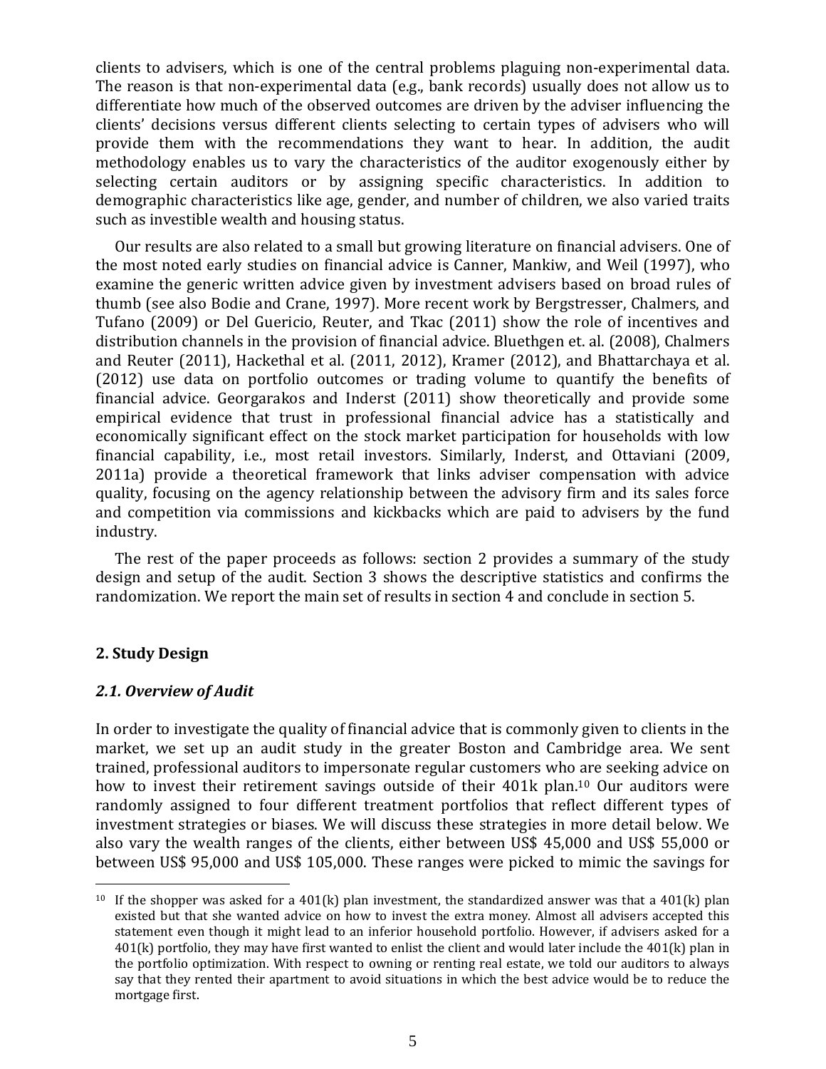clients to advisers, which is one of the central problems plaguing non-experimental data. The reason is that non-experimental data (e.g., bank records) usually does not allow us to differentiate how much of the observed outcomes are driven by the adviser influencing the clients' decisions versus different clients selecting to certain types of advisers who will provide them with the recommendations they want to hear. In addition, the audit methodology enables us to vary the characteristics of the auditor exogenously either by selecting certain auditors or by assigning specific characteristics. In addition to demographic characteristics like age, gender, and number of children, we also varied traits such as investible wealth and housing status.

Our results are also related to a small but growing literature on financial advisers. One of the most noted early studies on financial advice is Canner, Mankiw, and Weil (1997), who examine the generic written advice given by investment advisers based on broad rules of thumb (see also Bodie and Crane, 1997). More recent work by Bergstresser, Chalmers, and Tufano (2009) or Del Guericio, Reuter, and Tkac (2011) show the role of incentives and distribution channels in the provision of financial advice. Bluethgen et. al. (2008), Chalmers and Reuter (2011), Hackethal et al. (2011, 2012), Kramer (2012), and Bhattarchaya et al. (2012) use data on portfolio outcomes or trading volume to quantify the benefits of financial advice. Georgarakos and Inderst (2011) show theoretically and provide some empirical evidence that trust in professional financial advice has a statistically and economically significant effect on the stock market participation for households with low financial capability, i.e., most retail investors. Similarly, Inderst, and Ottaviani (2009, 2011a) provide a theoretical framework that links adviser compensation with advice quality, focusing on the agency relationship between the advisory firm and its sales force and competition via commissions and kickbacks which are paid to advisers by the fund industry.

The rest of the paper proceeds as follows: section 2 provides a summary of the study design and setup of the audit. Section 3 shows the descriptive statistics and confirms the randomization. We report the main set of results in section 4 and conclude in section 5.

## 2. Study Design

### *2.1. Overview of Audit*

In order to investigate the quality of financial advice that is commonly given to clients in the market, we set up an audit study in the greater Boston and Cambridge area. We sent trained, professional auditors to impersonate regular customers who are seeking advice on how to invest their retirement savings outside of their 401k plan.[10] Our auditors were randomly assigned to four different treatment portfolios that reflect different types of investment strategies or biases. We will discuss these strategies in more detail below. We also vary the wealth ranges of the clients, either between US$ 45,000 and US$ 55,000 or between US$ 95,000 and US$ 105,000. These ranges were picked to mimic the savings for

[10] If the shopper was asked for a 401(k) plan investment, the standardized answer was that a 401(k) plan existed but that she wanted advice on how to invest the extra money. Almost all advisers accepted this statement even though it might lead to an inferior household portfolio. However, if advisers asked for a 401(k) portfolio, they may have first wanted to enlist the client and would later include the 401(k) plan in the portfolio optimization. With respect to owning or renting real estate, we told our auditors to always say that they rented their apartment to avoid situations in which the best advice would be to reduce the mortgage first.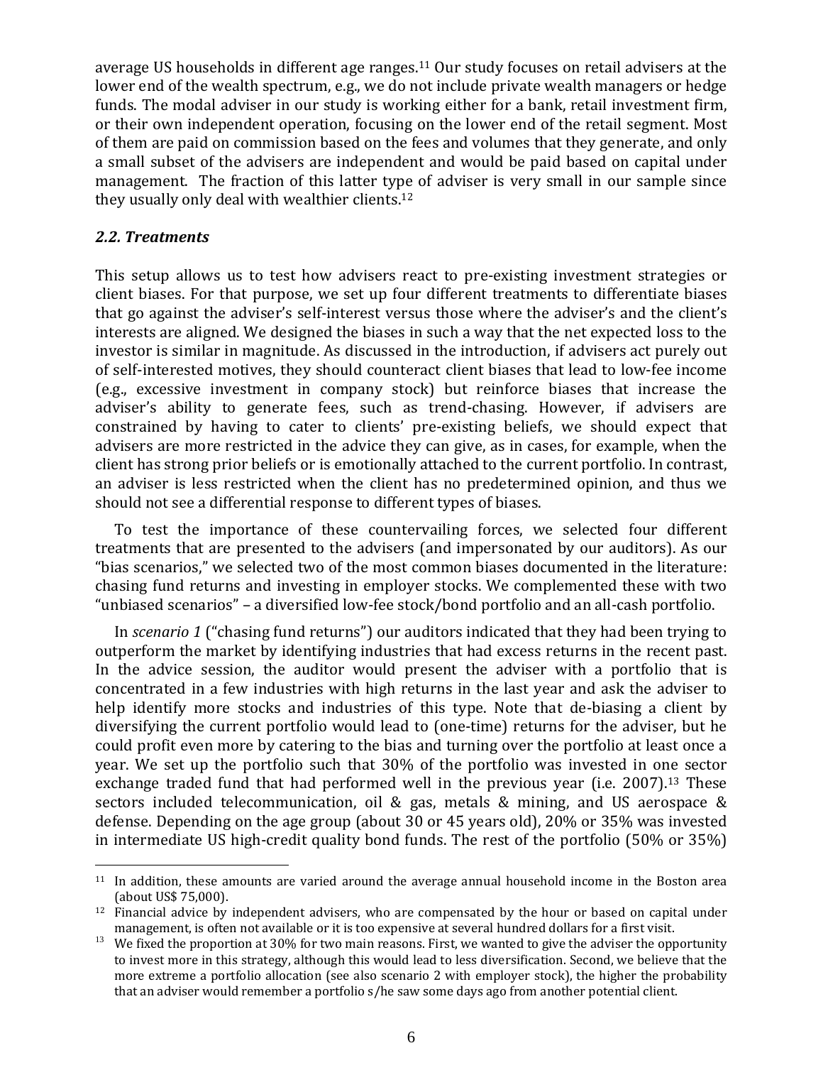average US households in different age ranges.[11] Our study focuses on retail advisers at the lower end of the wealth spectrum, e.g., we do not include private wealth managers or hedge funds. The modal adviser in our study is working either for a bank, retail investment firm, or their own independent operation, focusing on the lower end of the retail segment. Most of them are paid on commission based on the fees and volumes that they generate, and only a small subset of the advisers are independent and would be paid based on capital under management. The fraction of this latter type of adviser is very small in our sample since they usually only deal with wealthier clients.[12]

### *2.2. Treatments*

This setup allows us to test how advisers react to pre-existing investment strategies or client biases. For that purpose, we set up four different treatments to differentiate biases that go against the adviser's self-interest versus those where the adviser's and the client's interests are aligned. We designed the biases in such a way that the net expected loss to the investor is similar in magnitude. As discussed in the introduction, if advisers act purely out of self-interested motives, they should counteract client biases that lead to low-fee income (e.g., excessive investment in company stock) but reinforce biases that increase the adviser's ability to generate fees, such as trend-chasing. However, if advisers are constrained by having to cater to clients' pre-existing beliefs, we should expect that advisers are more restricted in the advice they can give, as in cases, for example, when the client has strong prior beliefs or is emotionally attached to the current portfolio. In contrast, an adviser is less restricted when the client has no predetermined opinion, and thus we should not see a differential response to different types of biases.

To test the importance of these countervailing forces, we selected four different treatments that are presented to the advisers (and impersonated by our auditors). As our "bias scenarios," we selected two of the most common biases documented in the literature: chasing fund returns and investing in employer stocks. We complemented these with two "unbiased scenarios" – a diversified low-fee stock/bond portfolio and an all-cash portfolio.

In *scenario 1* ("chasing fund returns") our auditors indicated that they had been trying to outperform the market by identifying industries that had excess returns in the recent past. In the advice session, the auditor would present the adviser with a portfolio that is concentrated in a few industries with high returns in the last year and ask the adviser to help identify more stocks and industries of this type. Note that de-biasing a client by diversifying the current portfolio would lead to (one-time) returns for the adviser, but he could profit even more by catering to the bias and turning over the portfolio at least once a year. We set up the portfolio such that 30% of the portfolio was invested in one sector exchange traded fund that had performed well in the previous year (i.e. 2007).[13] These sectors included telecommunication, oil & gas, metals & mining, and US aerospace & defense. Depending on the age group (about 30 or 45 years old), 20% or 35% was invested in intermediate US high-credit quality bond funds. The rest of the portfolio (50% or 35%)

---

[11] In addition, these amounts are varied around the average annual household income in the Boston area (about US$ 75,000).

[12] Financial advice by independent advisers, who are compensated by the hour or based on capital under management, is often not available or it is too expensive at several hundred dollars for a first visit.

[13] We fixed the proportion at 30% for two main reasons. First, we wanted to give the adviser the opportunity to invest more in this strategy, although this would lead to less diversification. Second, we believe that the more extreme a portfolio allocation (see also scenario 2 with employer stock), the higher the probability that an adviser would remember a portfolio s/he saw some days ago from another potential client.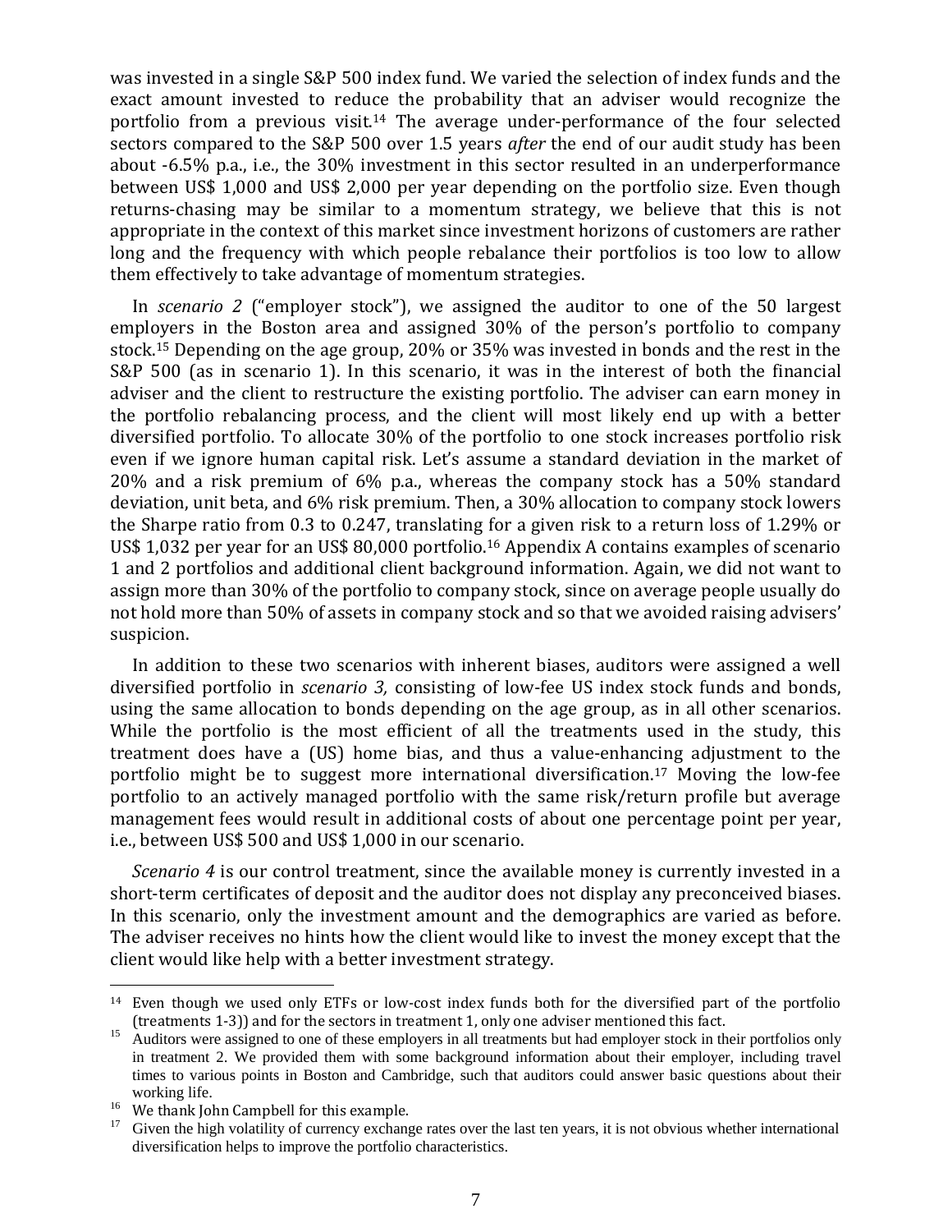was invested in a single S&P 500 index fund. We varied the selection of index funds and the exact amount invested to reduce the probability that an adviser would recognize the portfolio from a previous visit.[14] The average under-performance of the four selected sectors compared to the S&P 500 over 1.5 years *after* the end of our audit study has been about -6.5% p.a., i.e., the 30% investment in this sector resulted in an underperformance between US$ 1,000 and US$ 2,000 per year depending on the portfolio size. Even though returns-chasing may be similar to a momentum strategy, we believe that this is not appropriate in the context of this market since investment horizons of customers are rather long and the frequency with which people rebalance their portfolios is too low to allow them effectively to take advantage of momentum strategies.

In *scenario 2* ("employer stock"), we assigned the auditor to one of the 50 largest employers in the Boston area and assigned 30% of the person's portfolio to company stock.[15] Depending on the age group, 20% or 35% was invested in bonds and the rest in the S&P 500 (as in scenario 1). In this scenario, it was in the interest of both the financial adviser and the client to restructure the existing portfolio. The adviser can earn money in the portfolio rebalancing process, and the client will most likely end up with a better diversified portfolio. To allocate 30% of the portfolio to one stock increases portfolio risk even if we ignore human capital risk. Let's assume a standard deviation in the market of 20% and a risk premium of 6% p.a., whereas the company stock has a 50% standard deviation, unit beta, and 6% risk premium. Then, a 30% allocation to company stock lowers the Sharpe ratio from 0.3 to 0.247, translating for a given risk to a return loss of 1.29% or US$ 1,032 per year for an US$ 80,000 portfolio.[16] Appendix A contains examples of scenario 1 and 2 portfolios and additional client background information. Again, we did not want to assign more than 30% of the portfolio to company stock, since on average people usually do not hold more than 50% of assets in company stock and so that we avoided raising advisers' suspicion.

In addition to these two scenarios with inherent biases, auditors were assigned a well diversified portfolio in *scenario 3,* consisting of low-fee US index stock funds and bonds, using the same allocation to bonds depending on the age group, as in all other scenarios. While the portfolio is the most efficient of all the treatments used in the study, this treatment does have a (US) home bias, and thus a value-enhancing adjustment to the portfolio might be to suggest more international diversification.[17] Moving the low-fee portfolio to an actively managed portfolio with the same risk/return profile but average management fees would result in additional costs of about one percentage point per year, i.e., between US$ 500 and US$ 1,000 in our scenario.

*Scenario 4* is our control treatment, since the available money is currently invested in a short-term certificates of deposit and the auditor does not display any preconceived biases. In this scenario, only the investment amount and the demographics are varied as before. The adviser receives no hints how the client would like to invest the money except that the client would like help with a better investment strategy.

---

[14] Even though we used only ETFs or low-cost index funds both for the diversified part of the portfolio (treatments 1-3)) and for the sectors in treatment 1, only one adviser mentioned this fact.

[15] Auditors were assigned to one of these employers in all treatments but had employer stock in their portfolios only in treatment 2. We provided them with some background information about their employer, including travel times to various points in Boston and Cambridge, such that auditors could answer basic questions about their working life.

[16] We thank John Campbell for this example.

[17] Given the high volatility of currency exchange rates over the last ten years, it is not obvious whether international diversification helps to improve the portfolio characteristics.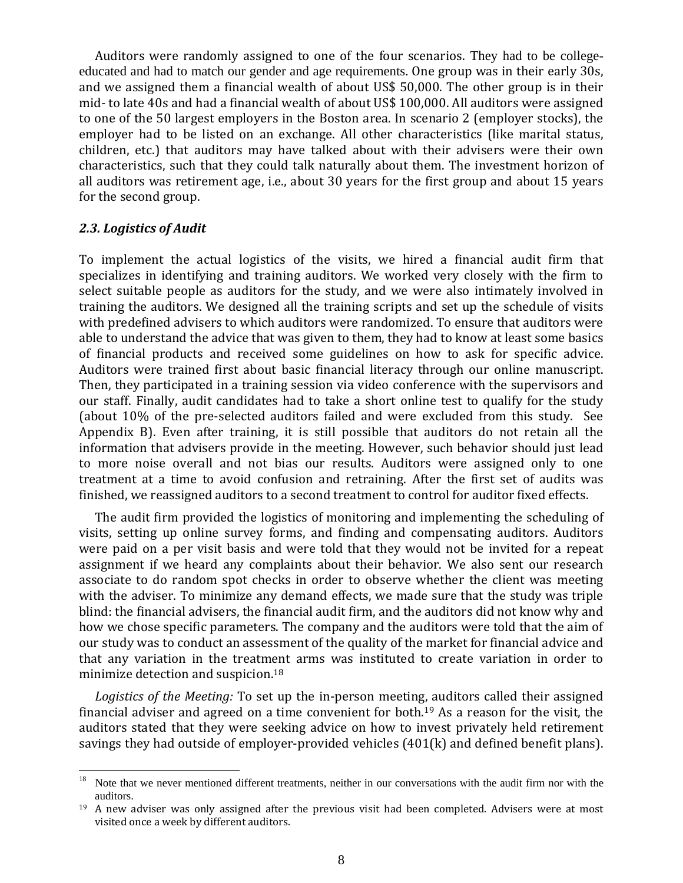Auditors were randomly assigned to one of the four scenarios. They had to be college-educated and had to match our gender and age requirements. One group was in their early 30s, and we assigned them a financial wealth of about US$ 50,000. The other group is in their mid- to late 40s and had a financial wealth of about US$ 100,000. All auditors were assigned to one of the 50 largest employers in the Boston area. In scenario 2 (employer stocks), the employer had to be listed on an exchange. All other characteristics (like marital status, children, etc.) that auditors may have talked about with their advisers were their own characteristics, such that they could talk naturally about them. The investment horizon of all auditors was retirement age, i.e., about 30 years for the first group and about 15 years for the second group.

### *2.3. Logistics of Audit*

To implement the actual logistics of the visits, we hired a financial audit firm that specializes in identifying and training auditors. We worked very closely with the firm to select suitable people as auditors for the study, and we were also intimately involved in training the auditors. We designed all the training scripts and set up the schedule of visits with predefined advisers to which auditors were randomized. To ensure that auditors were able to understand the advice that was given to them, they had to know at least some basics of financial products and received some guidelines on how to ask for specific advice. Auditors were trained first about basic financial literacy through our online manuscript. Then, they participated in a training session via video conference with the supervisors and our staff. Finally, audit candidates had to take a short online test to qualify for the study (about 10% of the pre-selected auditors failed and were excluded from this study. See Appendix B). Even after training, it is still possible that auditors do not retain all the information that advisers provide in the meeting. However, such behavior should just lead to more noise overall and not bias our results. Auditors were assigned only to one treatment at a time to avoid confusion and retraining. After the first set of audits was finished, we reassigned auditors to a second treatment to control for auditor fixed effects.

The audit firm provided the logistics of monitoring and implementing the scheduling of visits, setting up online survey forms, and finding and compensating auditors. Auditors were paid on a per visit basis and were told that they would not be invited for a repeat assignment if we heard any complaints about their behavior. We also sent our research associate to do random spot checks in order to observe whether the client was meeting with the adviser. To minimize any demand effects, we made sure that the study was triple blind: the financial advisers, the financial audit firm, and the auditors did not know why and how we chose specific parameters. The company and the auditors were told that the aim of our study was to conduct an assessment of the quality of the market for financial advice and that any variation in the treatment arms was instituted to create variation in order to minimize detection and suspicion.[18]

*Logistics of the Meeting:* To set up the in-person meeting, auditors called their assigned financial adviser and agreed on a time convenient for both.[19] As a reason for the visit, the auditors stated that they were seeking advice on how to invest privately held retirement savings they had outside of employer-provided vehicles (401(k) and defined benefit plans).

[18] Note that we never mentioned different treatments, neither in our conversations with the audit firm nor with the auditors.

[19] A new adviser was only assigned after the previous visit had been completed. Advisers were at most visited once a week by different auditors.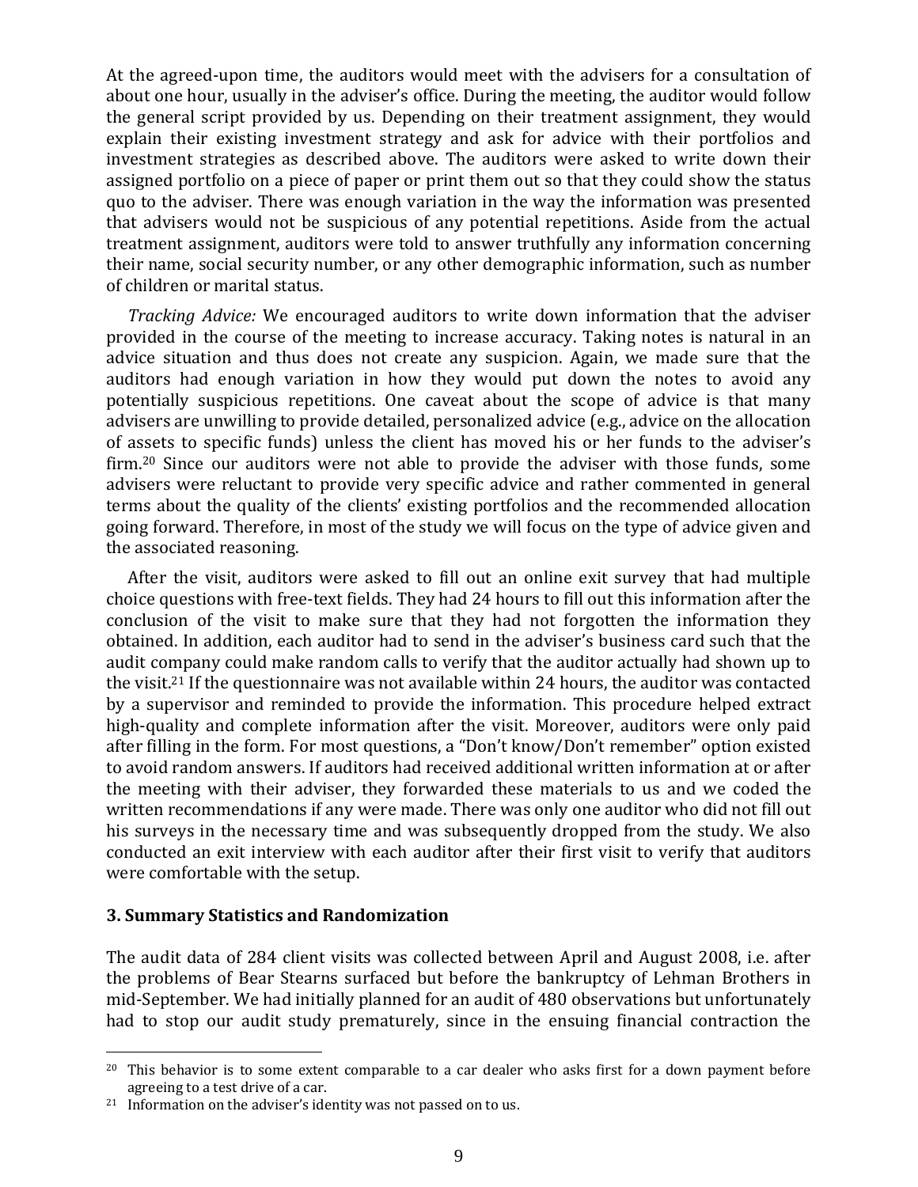At the agreed-upon time, the auditors would meet with the advisers for a consultation of about one hour, usually in the adviser's office. During the meeting, the auditor would follow the general script provided by us. Depending on their treatment assignment, they would explain their existing investment strategy and ask for advice with their portfolios and investment strategies as described above. The auditors were asked to write down their assigned portfolio on a piece of paper or print them out so that they could show the status quo to the adviser. There was enough variation in the way the information was presented that advisers would not be suspicious of any potential repetitions. Aside from the actual treatment assignment, auditors were told to answer truthfully any information concerning their name, social security number, or any other demographic information, such as number of children or marital status.

*Tracking Advice:* We encouraged auditors to write down information that the adviser provided in the course of the meeting to increase accuracy. Taking notes is natural in an advice situation and thus does not create any suspicion. Again, we made sure that the auditors had enough variation in how they would put down the notes to avoid any potentially suspicious repetitions. One caveat about the scope of advice is that many advisers are unwilling to provide detailed, personalized advice (e.g., advice on the allocation of assets to specific funds) unless the client has moved his or her funds to the adviser's firm.[20] Since our auditors were not able to provide the adviser with those funds, some advisers were reluctant to provide very specific advice and rather commented in general terms about the quality of the clients' existing portfolios and the recommended allocation going forward. Therefore, in most of the study we will focus on the type of advice given and the associated reasoning.

After the visit, auditors were asked to fill out an online exit survey that had multiple choice questions with free-text fields. They had 24 hours to fill out this information after the conclusion of the visit to make sure that they had not forgotten the information they obtained. In addition, each auditor had to send in the adviser's business card such that the audit company could make random calls to verify that the auditor actually had shown up to the visit.[21] If the questionnaire was not available within 24 hours, the auditor was contacted by a supervisor and reminded to provide the information. This procedure helped extract high-quality and complete information after the visit. Moreover, auditors were only paid after filling in the form. For most questions, a "Don't know/Don't remember" option existed to avoid random answers. If auditors had received additional written information at or after the meeting with their adviser, they forwarded these materials to us and we coded the written recommendations if any were made. There was only one auditor who did not fill out his surveys in the necessary time and was subsequently dropped from the study. We also conducted an exit interview with each auditor after their first visit to verify that auditors were comfortable with the setup.

## 3. Summary Statistics and Randomization

The audit data of 284 client visits was collected between April and August 2008, i.e. after the problems of Bear Stearns surfaced but before the bankruptcy of Lehman Brothers in mid-September. We had initially planned for an audit of 480 observations but unfortunately had to stop our audit study prematurely, since in the ensuing financial contraction the

---

[20] This behavior is to some extent comparable to a car dealer who asks first for a down payment before agreeing to a test drive of a car.

[21] Information on the adviser's identity was not passed on to us.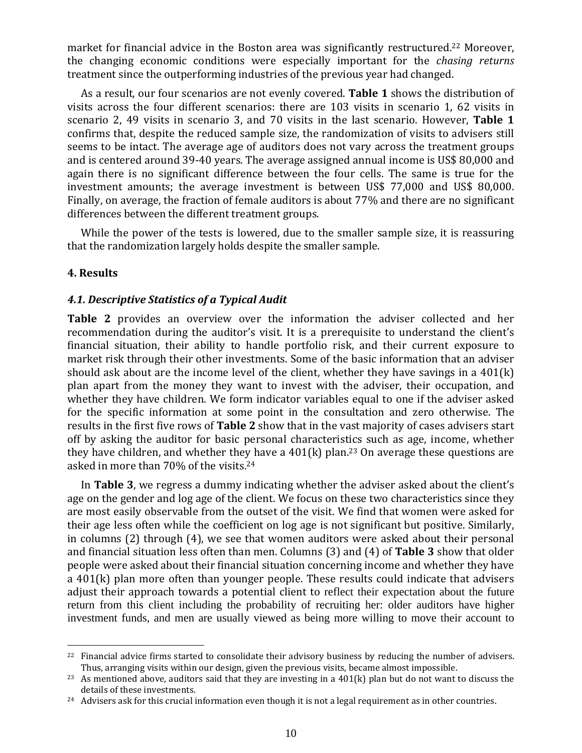market for financial advice in the Boston area was significantly restructured.[22] Moreover, the changing economic conditions were especially important for the *chasing returns* treatment since the outperforming industries of the previous year had changed.

As a result, our four scenarios are not evenly covered. **Table 1** shows the distribution of visits across the four different scenarios: there are 103 visits in scenario 1, 62 visits in scenario 2, 49 visits in scenario 3, and 70 visits in the last scenario. However, **Table 1** confirms that, despite the reduced sample size, the randomization of visits to advisers still seems to be intact. The average age of auditors does not vary across the treatment groups and is centered around 39-40 years. The average assigned annual income is US$ 80,000 and again there is no significant difference between the four cells. The same is true for the investment amounts; the average investment is between US$ 77,000 and US$ 80,000. Finally, on average, the fraction of female auditors is about 77% and there are no significant differences between the different treatment groups.

While the power of the tests is lowered, due to the smaller sample size, it is reassuring that the randomization largely holds despite the smaller sample.

## 4. Results

### *4.1. Descriptive Statistics of a Typical Audit*

**Table 2** provides an overview over the information the adviser collected and her recommendation during the auditor's visit. It is a prerequisite to understand the client's financial situation, their ability to handle portfolio risk, and their current exposure to market risk through their other investments. Some of the basic information that an adviser should ask about are the income level of the client, whether they have savings in a 401(k) plan apart from the money they want to invest with the adviser, their occupation, and whether they have children. We form indicator variables equal to one if the adviser asked for the specific information at some point in the consultation and zero otherwise. The results in the first five rows of **Table 2** show that in the vast majority of cases advisers start off by asking the auditor for basic personal characteristics such as age, income, whether they have children, and whether they have a 401(k) plan.[23] On average these questions are asked in more than 70% of the visits.[24]

In **Table 3**, we regress a dummy indicating whether the adviser asked about the client's age on the gender and log age of the client. We focus on these two characteristics since they are most easily observable from the outset of the visit. We find that women were asked for their age less often while the coefficient on log age is not significant but positive. Similarly, in columns (2) through (4), we see that women auditors were asked about their personal and financial situation less often than men. Columns (3) and (4) of **Table 3** show that older people were asked about their financial situation concerning income and whether they have a 401(k) plan more often than younger people. These results could indicate that advisers adjust their approach towards a potential client to reflect their expectation about the future return from this client including the probability of recruiting her: older auditors have higher investment funds, and men are usually viewed as being more willing to move their account to

[22] Financial advice firms started to consolidate their advisory business by reducing the number of advisers. Thus, arranging visits within our design, given the previous visits, became almost impossible.

[23] As mentioned above, auditors said that they are investing in a 401(k) plan but do not want to discuss the details of these investments.

[24] Advisers ask for this crucial information even though it is not a legal requirement as in other countries.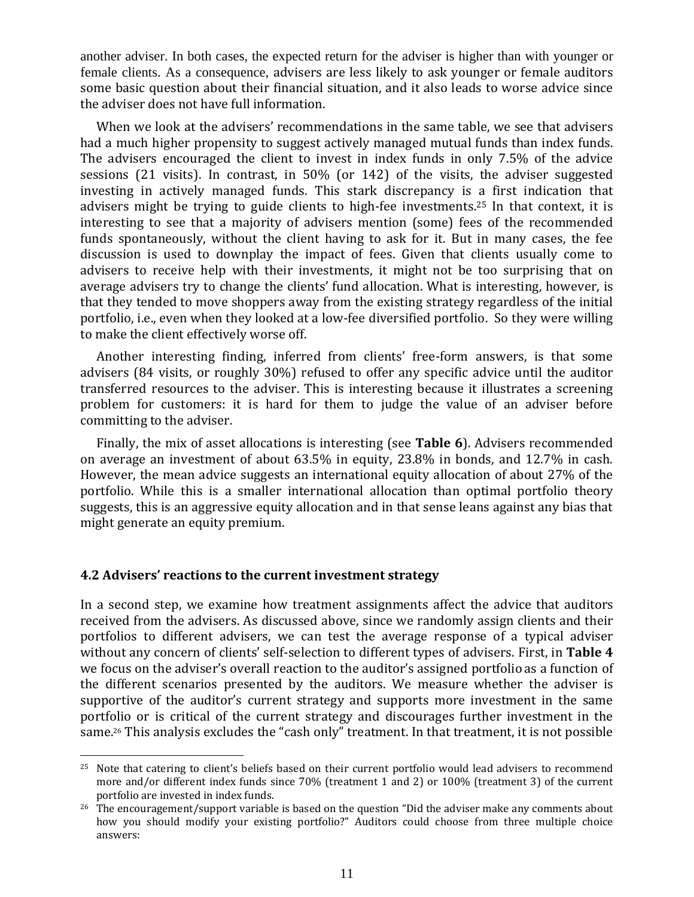another adviser. In both cases, the expected return for the adviser is higher than with younger or female clients. As a consequence, advisers are less likely to ask younger or female auditors some basic question about their financial situation, and it also leads to worse advice since the adviser does not have full information.

When we look at the advisers' recommendations in the same table, we see that advisers had a much higher propensity to suggest actively managed mutual funds than index funds. The advisers encouraged the client to invest in index funds in only 7.5% of the advice sessions (21 visits). In contrast, in 50% (or 142) of the visits, the adviser suggested investing in actively managed funds. This stark discrepancy is a first indication that advisers might be trying to guide clients to high-fee investments.[25] In that context, it is interesting to see that a majority of advisers mention (some) fees of the recommended funds spontaneously, without the client having to ask for it. But in many cases, the fee discussion is used to downplay the impact of fees. Given that clients usually come to advisers to receive help with their investments, it might not be too surprising that on average advisers try to change the clients' fund allocation. What is interesting, however, is that they tended to move shoppers away from the existing strategy regardless of the initial portfolio, i.e., even when they looked at a low-fee diversified portfolio. So they were willing to make the client effectively worse off.

Another interesting finding, inferred from clients' free-form answers, is that some advisers (84 visits, or roughly 30%) refused to offer any specific advice until the auditor transferred resources to the adviser. This is interesting because it illustrates a screening problem for customers: it is hard for them to judge the value of an adviser before committing to the adviser.

Finally, the mix of asset allocations is interesting (see **Table 6**). Advisers recommended on average an investment of about 63.5% in equity, 23.8% in bonds, and 12.7% in cash. However, the mean advice suggests an international equity allocation of about 27% of the portfolio. While this is a smaller international allocation than optimal portfolio theory suggests, this is an aggressive equity allocation and in that sense leans against any bias that might generate an equity premium.

### 4.2 Advisers' reactions to the current investment strategy

In a second step, we examine how treatment assignments affect the advice that auditors received from the advisers. As discussed above, since we randomly assign clients and their portfolios to different advisers, we can test the average response of a typical adviser without any concern of clients' self-selection to different types of advisers. First, in **Table 4** we focus on the adviser's overall reaction to the auditor's assigned portfolio as a function of the different scenarios presented by the auditors. We measure whether the adviser is supportive of the auditor's current strategy and supports more investment in the same portfolio or is critical of the current strategy and discourages further investment in the same.[26] This analysis excludes the "cash only" treatment. In that treatment, it is not possible

[25] Note that catering to client's beliefs based on their current portfolio would lead advisers to recommend more and/or different index funds since 70% (treatment 1 and 2) or 100% (treatment 3) of the current portfolio are invested in index funds.

[26] The encouragement/support variable is based on the question "Did the adviser make any comments about how you should modify your existing portfolio?" Auditors could choose from three multiple choice answers: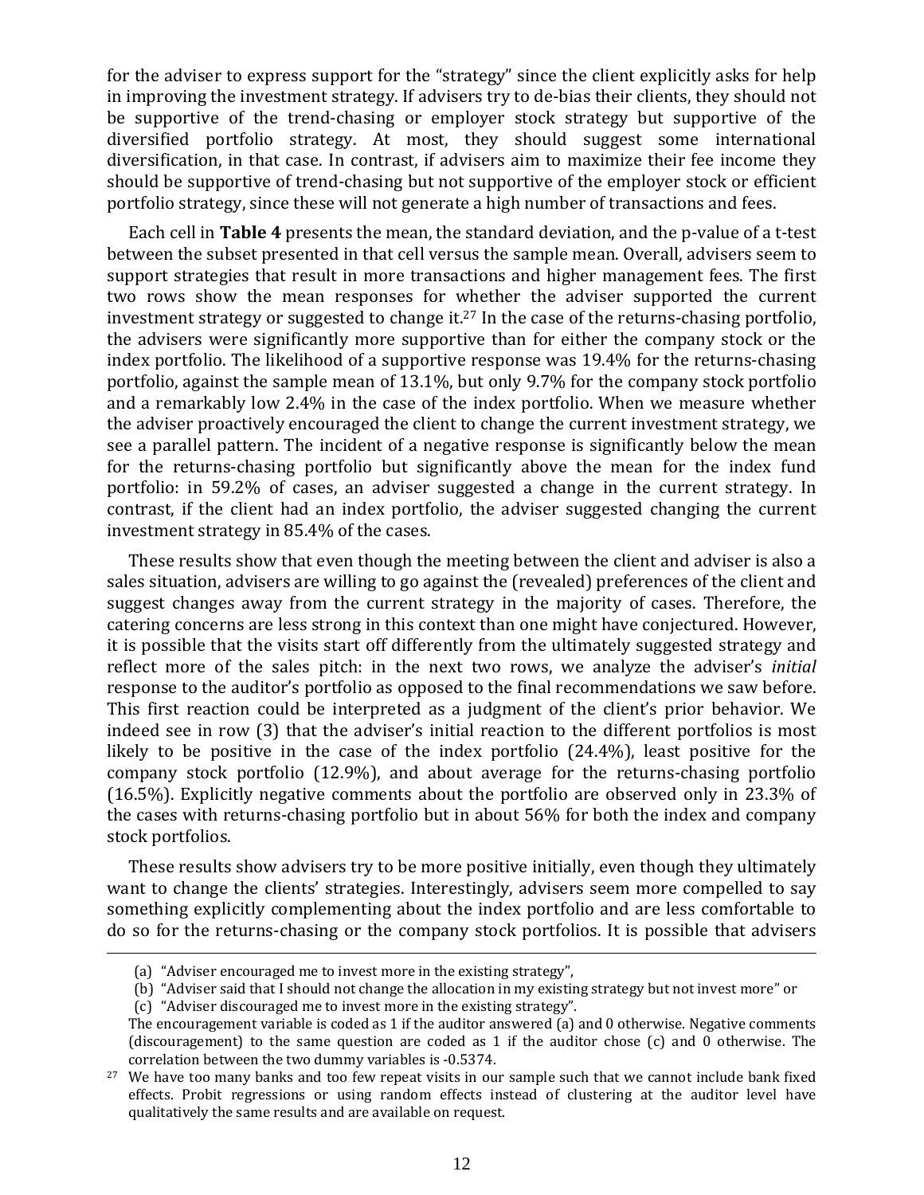for the adviser to express support for the "strategy" since the client explicitly asks for help in improving the investment strategy. If advisers try to de-bias their clients, they should not be supportive of the trend-chasing or employer stock strategy but supportive of the diversified portfolio strategy. At most, they should suggest some international diversification, in that case. In contrast, if advisers aim to maximize their fee income they should be supportive of trend-chasing but not supportive of the employer stock or efficient portfolio strategy, since these will not generate a high number of transactions and fees.

Each cell in **Table 4** presents the mean, the standard deviation, and the p-value of a t-test between the subset presented in that cell versus the sample mean. Overall, advisers seem to support strategies that result in more transactions and higher management fees. The first two rows show the mean responses for whether the adviser supported the current investment strategy or suggested to change it.[27] In the case of the returns-chasing portfolio, the advisers were significantly more supportive than for either the company stock or the index portfolio. The likelihood of a supportive response was 19.4% for the returns-chasing portfolio, against the sample mean of 13.1%, but only 9.7% for the company stock portfolio and a remarkably low 2.4% in the case of the index portfolio. When we measure whether the adviser proactively encouraged the client to change the current investment strategy, we see a parallel pattern. The incident of a negative response is significantly below the mean for the returns-chasing portfolio but significantly above the mean for the index fund portfolio: in 59.2% of cases, an adviser suggested a change in the current strategy. In contrast, if the client had an index portfolio, the adviser suggested changing the current investment strategy in 85.4% of the cases.

These results show that even though the meeting between the client and adviser is also a sales situation, advisers are willing to go against the (revealed) preferences of the client and suggest changes away from the current strategy in the majority of cases. Therefore, the catering concerns are less strong in this context than one might have conjectured. However, it is possible that the visits start off differently from the ultimately suggested strategy and reflect more of the sales pitch: in the next two rows, we analyze the adviser's *initial* response to the auditor's portfolio as opposed to the final recommendations we saw before. This first reaction could be interpreted as a judgment of the client's prior behavior. We indeed see in row (3) that the adviser's initial reaction to the different portfolios is most likely to be positive in the case of the index portfolio (24.4%), least positive for the company stock portfolio (12.9%), and about average for the returns-chasing portfolio (16.5%). Explicitly negative comments about the portfolio are observed only in 23.3% of the cases with returns-chasing portfolio but in about 56% for both the index and company stock portfolios.

These results show advisers try to be more positive initially, even though they ultimately want to change the clients' strategies. Interestingly, advisers seem more compelled to say something explicitly complementing about the index portfolio and are less comfortable to do so for the returns-chasing or the company stock portfolios. It is possible that advisers

(a) "Adviser encouraged me to invest more in the existing strategy",

(b) "Adviser said that I should not change the allocation in my existing strategy but not invest more" or

(c) "Adviser discouraged me to invest more in the existing strategy".

The encouragement variable is coded as 1 if the auditor answered (a) and 0 otherwise. Negative comments (discouragement) to the same question are coded as 1 if the auditor chose (c) and 0 otherwise. The correlation between the two dummy variables is -0.5374.

[27] We have too many banks and too few repeat visits in our sample such that we cannot include bank fixed effects. Probit regressions or using random effects instead of clustering at the auditor level have qualitatively the same results and are available on request.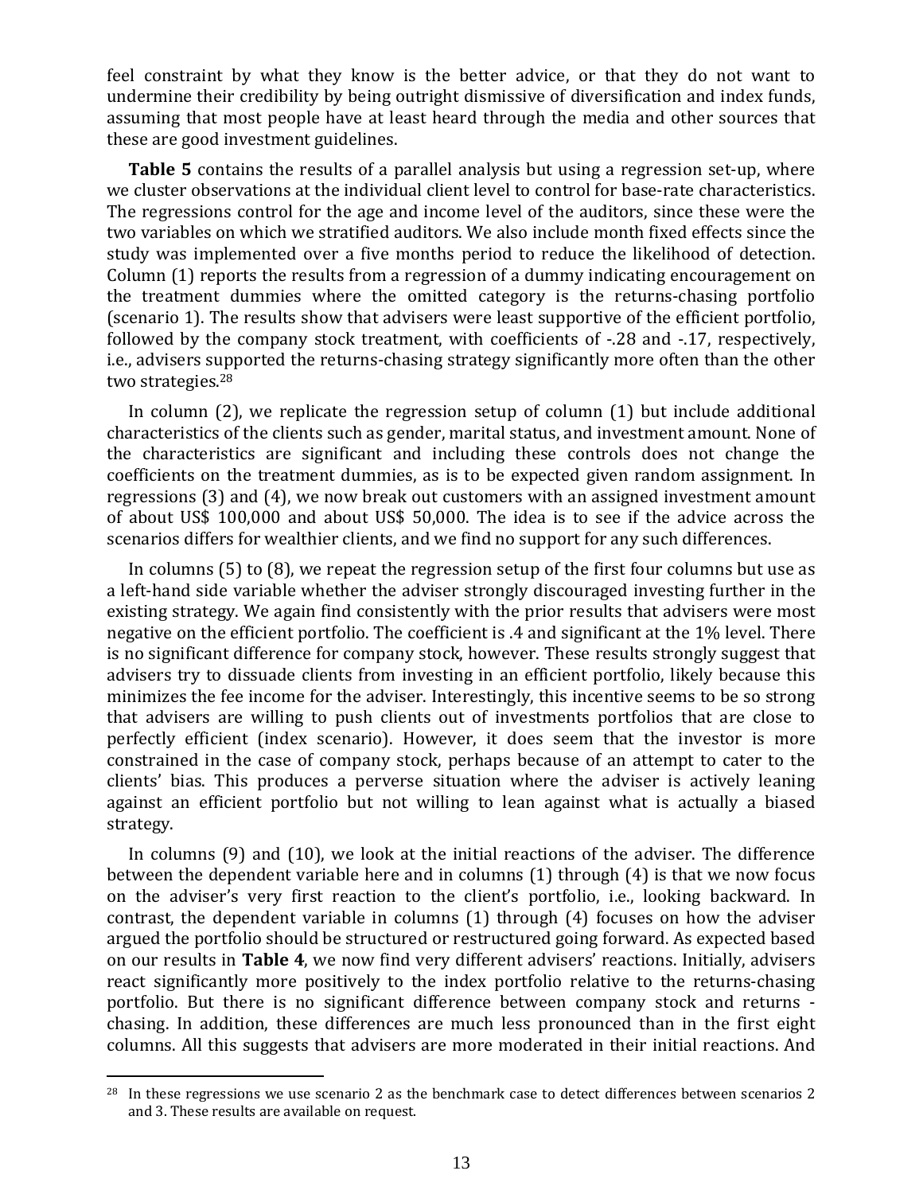feel constraint by what they know is the better advice, or that they do not want to undermine their credibility by being outright dismissive of diversification and index funds, assuming that most people have at least heard through the media and other sources that these are good investment guidelines.

**Table 5** contains the results of a parallel analysis but using a regression set-up, where we cluster observations at the individual client level to control for base-rate characteristics. The regressions control for the age and income level of the auditors, since these were the two variables on which we stratified auditors. We also include month fixed effects since the study was implemented over a five months period to reduce the likelihood of detection. Column (1) reports the results from a regression of a dummy indicating encouragement on the treatment dummies where the omitted category is the returns-chasing portfolio (scenario 1). The results show that advisers were least supportive of the efficient portfolio, followed by the company stock treatment, with coefficients of -.28 and -.17, respectively, i.e., advisers supported the returns-chasing strategy significantly more often than the other two strategies.[28]

In column (2), we replicate the regression setup of column (1) but include additional characteristics of the clients such as gender, marital status, and investment amount. None of the characteristics are significant and including these controls does not change the coefficients on the treatment dummies, as is to be expected given random assignment. In regressions (3) and (4), we now break out customers with an assigned investment amount of about US$ 100,000 and about US$ 50,000. The idea is to see if the advice across the scenarios differs for wealthier clients, and we find no support for any such differences.

In columns (5) to (8), we repeat the regression setup of the first four columns but use as a left-hand side variable whether the adviser strongly discouraged investing further in the existing strategy. We again find consistently with the prior results that advisers were most negative on the efficient portfolio. The coefficient is .4 and significant at the 1% level. There is no significant difference for company stock, however. These results strongly suggest that advisers try to dissuade clients from investing in an efficient portfolio, likely because this minimizes the fee income for the adviser. Interestingly, this incentive seems to be so strong that advisers are willing to push clients out of investments portfolios that are close to perfectly efficient (index scenario). However, it does seem that the investor is more constrained in the case of company stock, perhaps because of an attempt to cater to the clients' bias. This produces a perverse situation where the adviser is actively leaning against an efficient portfolio but not willing to lean against what is actually a biased strategy.

In columns (9) and (10), we look at the initial reactions of the adviser. The difference between the dependent variable here and in columns (1) through (4) is that we now focus on the adviser's very first reaction to the client's portfolio, i.e., looking backward. In contrast, the dependent variable in columns (1) through (4) focuses on how the adviser argued the portfolio should be structured or restructured going forward. As expected based on our results in **Table 4**, we now find very different advisers' reactions. Initially, advisers react significantly more positively to the index portfolio relative to the returns-chasing portfolio. But there is no significant difference between company stock and returns - chasing. In addition, these differences are much less pronounced than in the first eight columns. All this suggests that advisers are more moderated in their initial reactions. And

[28] In these regressions we use scenario 2 as the benchmark case to detect differences between scenarios 2 and 3. These results are available on request.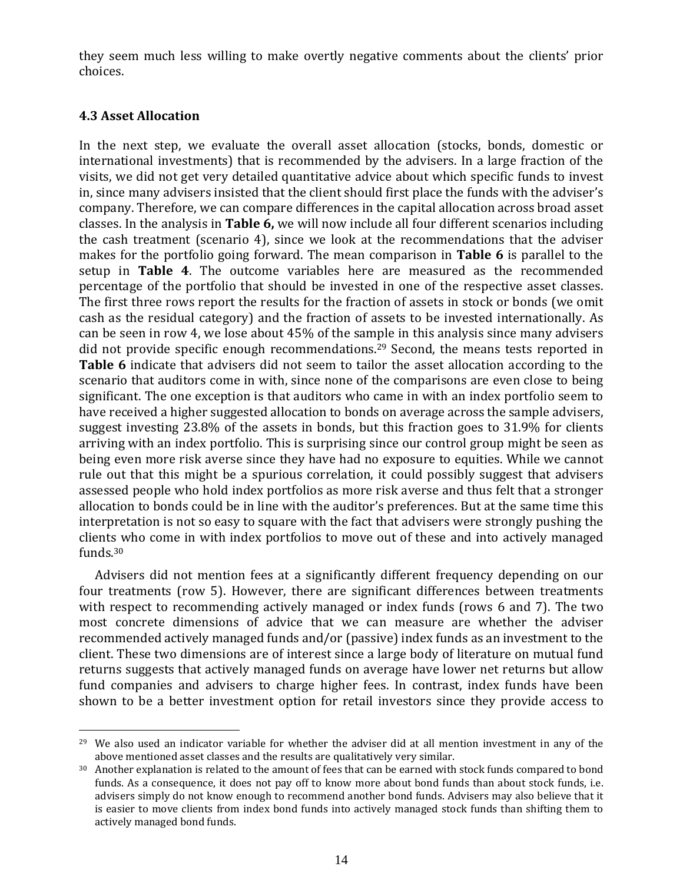they seem much less willing to make overtly negative comments about the clients' prior choices.

### 4.3 Asset Allocation

In the next step, we evaluate the overall asset allocation (stocks, bonds, domestic or international investments) that is recommended by the advisers. In a large fraction of the visits, we did not get very detailed quantitative advice about which specific funds to invest in, since many advisers insisted that the client should first place the funds with the adviser's company. Therefore, we can compare differences in the capital allocation across broad asset classes. In the analysis in **Table 6,** we will now include all four different scenarios including the cash treatment (scenario 4), since we look at the recommendations that the adviser makes for the portfolio going forward. The mean comparison in **Table 6** is parallel to the setup in **Table 4**. The outcome variables here are measured as the recommended percentage of the portfolio that should be invested in one of the respective asset classes. The first three rows report the results for the fraction of assets in stock or bonds (we omit cash as the residual category) and the fraction of assets to be invested internationally. As can be seen in row 4, we lose about 45% of the sample in this analysis since many advisers did not provide specific enough recommendations.[29] Second, the means tests reported in **Table 6** indicate that advisers did not seem to tailor the asset allocation according to the scenario that auditors come in with, since none of the comparisons are even close to being significant. The one exception is that auditors who came in with an index portfolio seem to have received a higher suggested allocation to bonds on average across the sample advisers, suggest investing 23.8% of the assets in bonds, but this fraction goes to 31.9% for clients arriving with an index portfolio. This is surprising since our control group might be seen as being even more risk averse since they have had no exposure to equities. While we cannot rule out that this might be a spurious correlation, it could possibly suggest that advisers assessed people who hold index portfolios as more risk averse and thus felt that a stronger allocation to bonds could be in line with the auditor's preferences. But at the same time this interpretation is not so easy to square with the fact that advisers were strongly pushing the clients who come in with index portfolios to move out of these and into actively managed funds.[30]

Advisers did not mention fees at a significantly different frequency depending on our four treatments (row 5). However, there are significant differences between treatments with respect to recommending actively managed or index funds (rows 6 and 7). The two most concrete dimensions of advice that we can measure are whether the adviser recommended actively managed funds and/or (passive) index funds as an investment to the client. These two dimensions are of interest since a large body of literature on mutual fund returns suggests that actively managed funds on average have lower net returns but allow fund companies and advisers to charge higher fees. In contrast, index funds have been shown to be a better investment option for retail investors since they provide access to

---

[29] We also used an indicator variable for whether the adviser did at all mention investment in any of the above mentioned asset classes and the results are qualitatively very similar.

[30] Another explanation is related to the amount of fees that can be earned with stock funds compared to bond funds. As a consequence, it does not pay off to know more about bond funds than about stock funds, i.e. advisers simply do not know enough to recommend another bond funds. Advisers may also believe that it is easier to move clients from index bond funds into actively managed stock funds than shifting them to actively managed bond funds.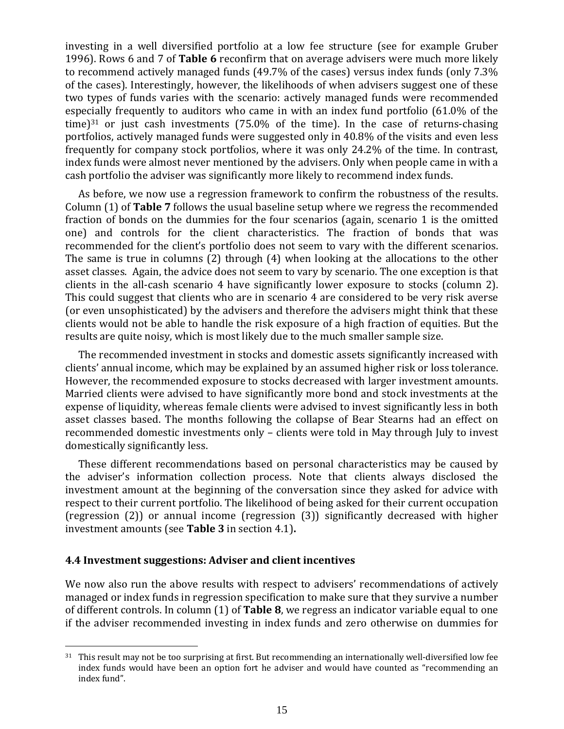investing in a well diversified portfolio at a low fee structure (see for example Gruber 1996). Rows 6 and 7 of **Table 6** reconfirm that on average advisers were much more likely to recommend actively managed funds (49.7% of the cases) versus index funds (only 7.3% of the cases). Interestingly, however, the likelihoods of when advisers suggest one of these two types of funds varies with the scenario: actively managed funds were recommended especially frequently to auditors who came in with an index fund portfolio (61.0% of the time)[31] or just cash investments (75.0% of the time). In the case of returns-chasing portfolios, actively managed funds were suggested only in 40.8% of the visits and even less frequently for company stock portfolios, where it was only 24.2% of the time. In contrast, index funds were almost never mentioned by the advisers. Only when people came in with a cash portfolio the adviser was significantly more likely to recommend index funds.

As before, we now use a regression framework to confirm the robustness of the results. Column (1) of **Table 7** follows the usual baseline setup where we regress the recommended fraction of bonds on the dummies for the four scenarios (again, scenario 1 is the omitted one) and controls for the client characteristics. The fraction of bonds that was recommended for the client's portfolio does not seem to vary with the different scenarios. The same is true in columns (2) through (4) when looking at the allocations to the other asset classes. Again, the advice does not seem to vary by scenario. The one exception is that clients in the all-cash scenario 4 have significantly lower exposure to stocks (column 2). This could suggest that clients who are in scenario 4 are considered to be very risk averse (or even unsophisticated) by the advisers and therefore the advisers might think that these clients would not be able to handle the risk exposure of a high fraction of equities. But the results are quite noisy, which is most likely due to the much smaller sample size.

The recommended investment in stocks and domestic assets significantly increased with clients' annual income, which may be explained by an assumed higher risk or loss tolerance. However, the recommended exposure to stocks decreased with larger investment amounts. Married clients were advised to have significantly more bond and stock investments at the expense of liquidity, whereas female clients were advised to invest significantly less in both asset classes based. The months following the collapse of Bear Stearns had an effect on recommended domestic investments only – clients were told in May through July to invest domestically significantly less.

These different recommendations based on personal characteristics may be caused by the adviser's information collection process. Note that clients always disclosed the investment amount at the beginning of the conversation since they asked for advice with respect to their current portfolio. The likelihood of being asked for their current occupation (regression (2)) or annual income (regression (3)) significantly decreased with higher investment amounts (see **Table 3** in section 4.1)**.**

### 4.4 Investment suggestions: Adviser and client incentives

We now also run the above results with respect to advisers' recommendations of actively managed or index funds in regression specification to make sure that they survive a number of different controls. In column (1) of **Table 8**, we regress an indicator variable equal to one if the adviser recommended investing in index funds and zero otherwise on dummies for

[31] This result may not be too surprising at first. But recommending an internationally well-diversified low fee index funds would have been an option fort he adviser and would have counted as "recommending an index fund".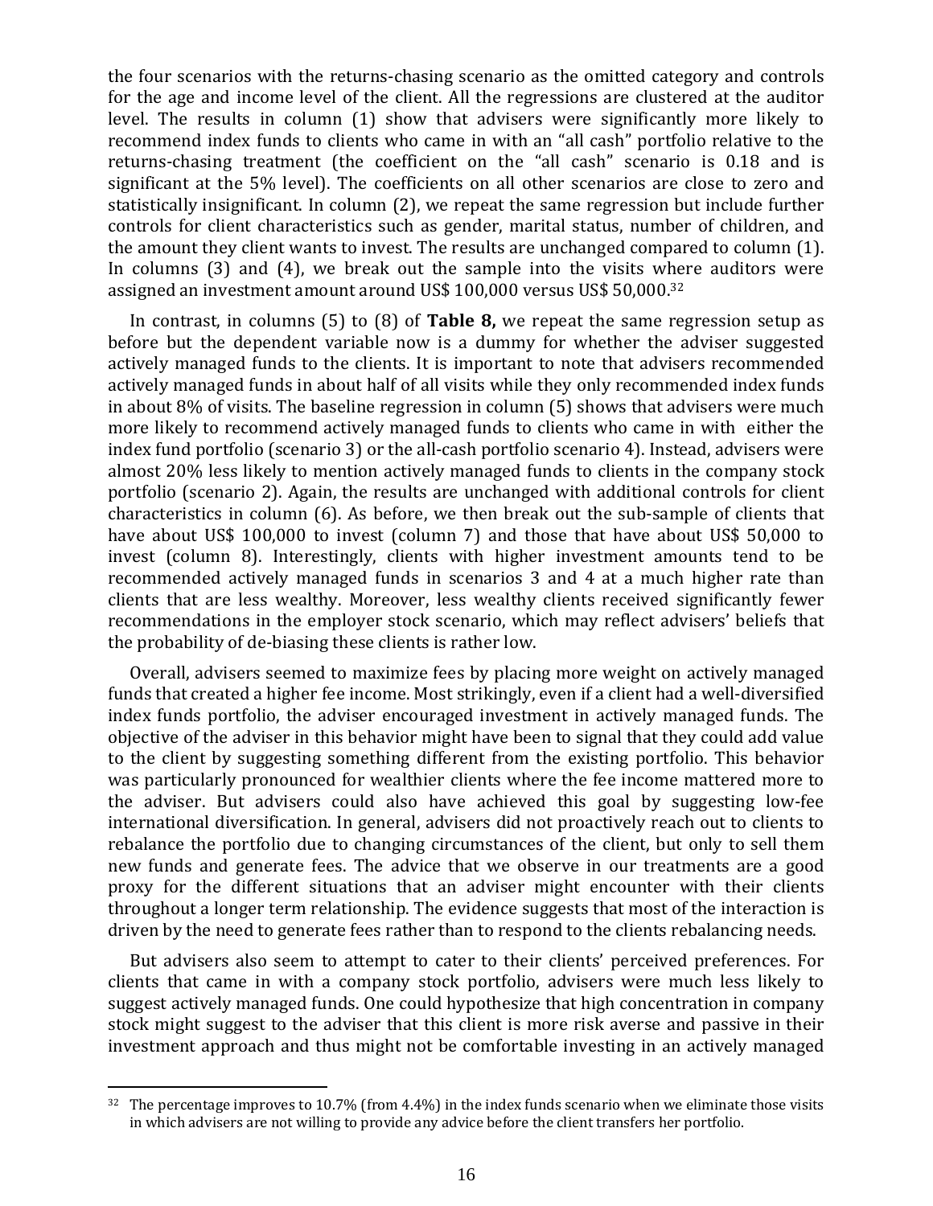the four scenarios with the returns-chasing scenario as the omitted category and controls for the age and income level of the client. All the regressions are clustered at the auditor level. The results in column (1) show that advisers were significantly more likely to recommend index funds to clients who came in with an "all cash" portfolio relative to the returns-chasing treatment (the coefficient on the "all cash" scenario is 0.18 and is significant at the 5% level). The coefficients on all other scenarios are close to zero and statistically insignificant. In column (2), we repeat the same regression but include further controls for client characteristics such as gender, marital status, number of children, and the amount they client wants to invest. The results are unchanged compared to column (1). In columns (3) and (4), we break out the sample into the visits where auditors were assigned an investment amount around US$ 100,000 versus US$ 50,000.[32]

In contrast, in columns (5) to (8) of **Table 8,** we repeat the same regression setup as before but the dependent variable now is a dummy for whether the adviser suggested actively managed funds to the clients. It is important to note that advisers recommended actively managed funds in about half of all visits while they only recommended index funds in about 8% of visits. The baseline regression in column (5) shows that advisers were much more likely to recommend actively managed funds to clients who came in with either the index fund portfolio (scenario 3) or the all-cash portfolio scenario 4). Instead, advisers were almost 20% less likely to mention actively managed funds to clients in the company stock portfolio (scenario 2). Again, the results are unchanged with additional controls for client characteristics in column (6). As before, we then break out the sub-sample of clients that have about US$ 100,000 to invest (column 7) and those that have about US$ 50,000 to invest (column 8). Interestingly, clients with higher investment amounts tend to be recommended actively managed funds in scenarios 3 and 4 at a much higher rate than clients that are less wealthy. Moreover, less wealthy clients received significantly fewer recommendations in the employer stock scenario, which may reflect advisers' beliefs that the probability of de-biasing these clients is rather low.

Overall, advisers seemed to maximize fees by placing more weight on actively managed funds that created a higher fee income. Most strikingly, even if a client had a well-diversified index funds portfolio, the adviser encouraged investment in actively managed funds. The objective of the adviser in this behavior might have been to signal that they could add value to the client by suggesting something different from the existing portfolio. This behavior was particularly pronounced for wealthier clients where the fee income mattered more to the adviser. But advisers could also have achieved this goal by suggesting low-fee international diversification. In general, advisers did not proactively reach out to clients to rebalance the portfolio due to changing circumstances of the client, but only to sell them new funds and generate fees. The advice that we observe in our treatments are a good proxy for the different situations that an adviser might encounter with their clients throughout a longer term relationship. The evidence suggests that most of the interaction is driven by the need to generate fees rather than to respond to the clients rebalancing needs.

But advisers also seem to attempt to cater to their clients' perceived preferences. For clients that came in with a company stock portfolio, advisers were much less likely to suggest actively managed funds. One could hypothesize that high concentration in company stock might suggest to the adviser that this client is more risk averse and passive in their investment approach and thus might not be comfortable investing in an actively managed

[32] The percentage improves to 10.7% (from 4.4%) in the index funds scenario when we eliminate those visits in which advisers are not willing to provide any advice before the client transfers her portfolio.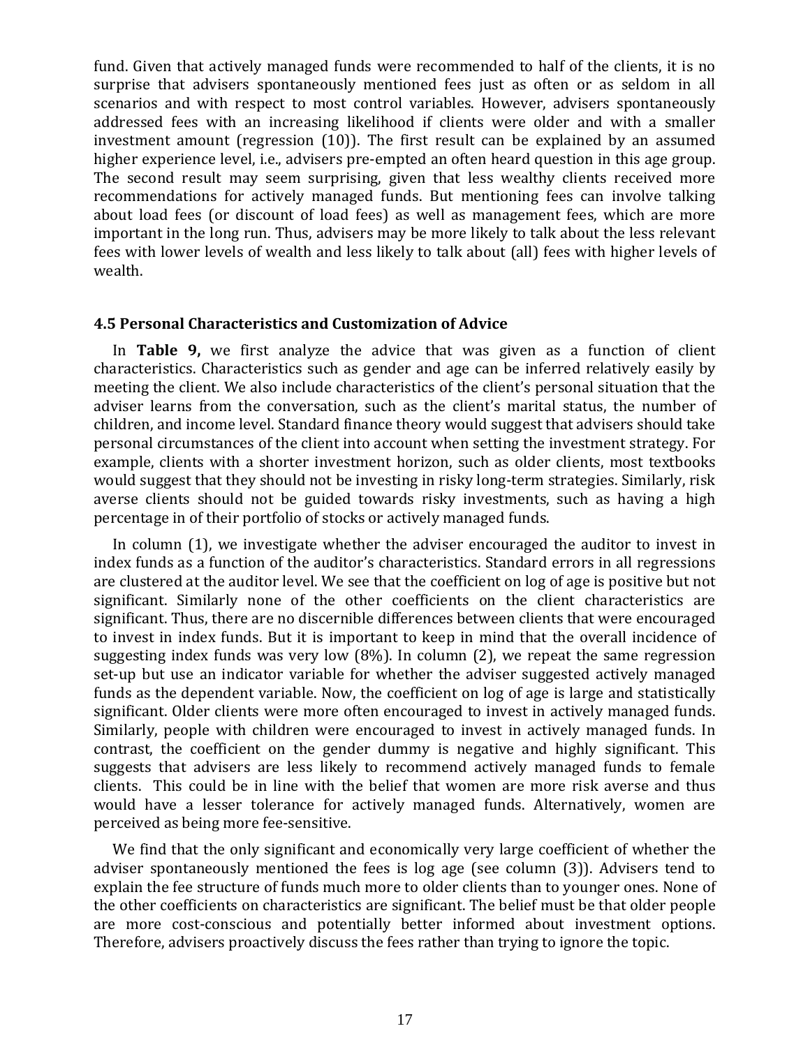fund. Given that actively managed funds were recommended to half of the clients, it is no surprise that advisers spontaneously mentioned fees just as often or as seldom in all scenarios and with respect to most control variables. However, advisers spontaneously addressed fees with an increasing likelihood if clients were older and with a smaller investment amount (regression (10)). The first result can be explained by an assumed higher experience level, i.e., advisers pre-empted an often heard question in this age group. The second result may seem surprising, given that less wealthy clients received more recommendations for actively managed funds. But mentioning fees can involve talking about load fees (or discount of load fees) as well as management fees, which are more important in the long run. Thus, advisers may be more likely to talk about the less relevant fees with lower levels of wealth and less likely to talk about (all) fees with higher levels of wealth.

### 4.5 Personal Characteristics and Customization of Advice

In **Table 9,** we first analyze the advice that was given as a function of client characteristics. Characteristics such as gender and age can be inferred relatively easily by meeting the client. We also include characteristics of the client's personal situation that the adviser learns from the conversation, such as the client's marital status, the number of children, and income level. Standard finance theory would suggest that advisers should take personal circumstances of the client into account when setting the investment strategy. For example, clients with a shorter investment horizon, such as older clients, most textbooks would suggest that they should not be investing in risky long-term strategies. Similarly, risk averse clients should not be guided towards risky investments, such as having a high percentage in of their portfolio of stocks or actively managed funds.

In column (1), we investigate whether the adviser encouraged the auditor to invest in index funds as a function of the auditor's characteristics. Standard errors in all regressions are clustered at the auditor level. We see that the coefficient on log of age is positive but not significant. Similarly none of the other coefficients on the client characteristics are significant. Thus, there are no discernible differences between clients that were encouraged to invest in index funds. But it is important to keep in mind that the overall incidence of suggesting index funds was very low (8%). In column (2), we repeat the same regression set-up but use an indicator variable for whether the adviser suggested actively managed funds as the dependent variable. Now, the coefficient on log of age is large and statistically significant. Older clients were more often encouraged to invest in actively managed funds. Similarly, people with children were encouraged to invest in actively managed funds. In contrast, the coefficient on the gender dummy is negative and highly significant. This suggests that advisers are less likely to recommend actively managed funds to female clients. This could be in line with the belief that women are more risk averse and thus would have a lesser tolerance for actively managed funds. Alternatively, women are perceived as being more fee-sensitive.

We find that the only significant and economically very large coefficient of whether the adviser spontaneously mentioned the fees is log age (see column (3)). Advisers tend to explain the fee structure of funds much more to older clients than to younger ones. None of the other coefficients on characteristics are significant. The belief must be that older people are more cost-conscious and potentially better informed about investment options. Therefore, advisers proactively discuss the fees rather than trying to ignore the topic.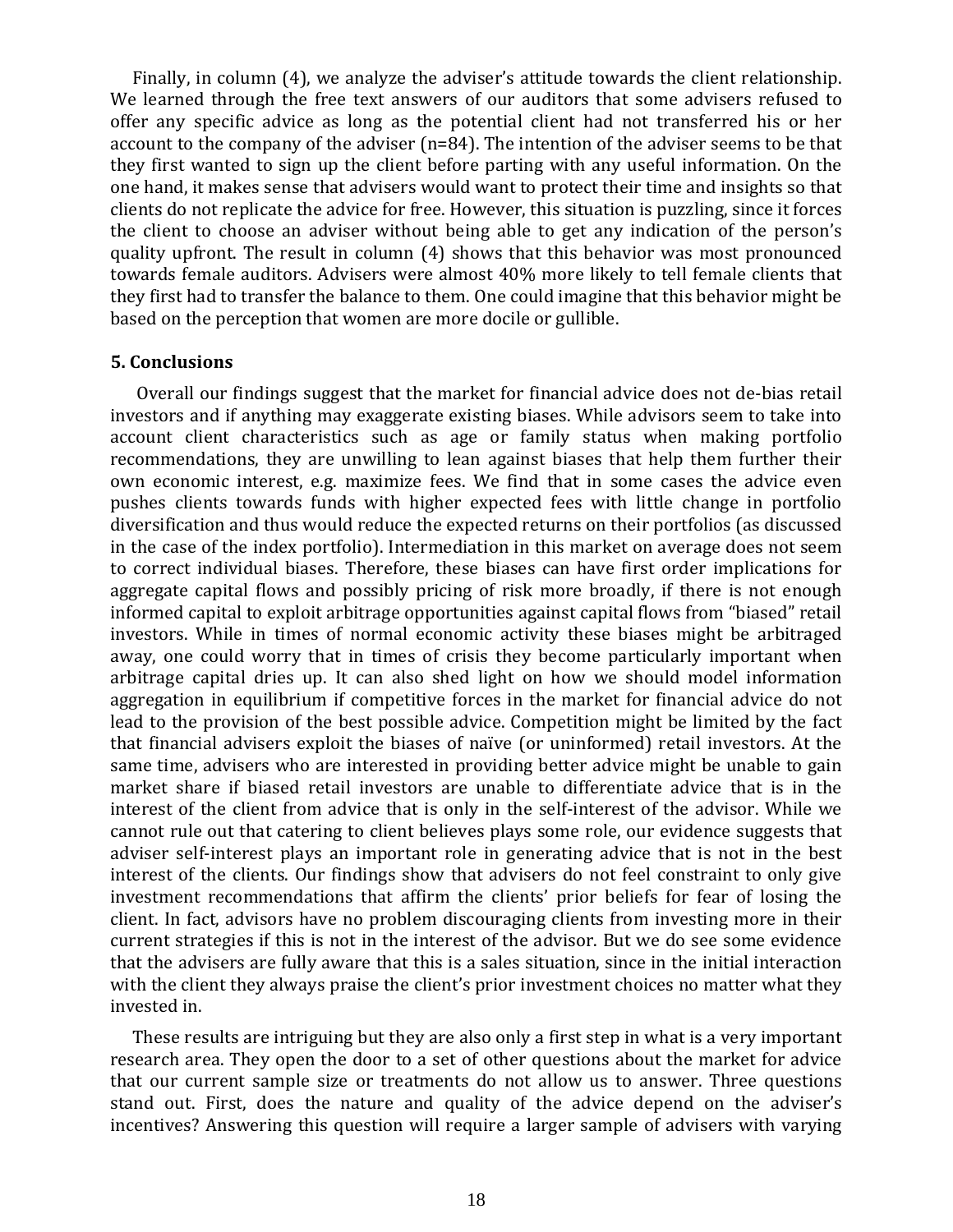Finally, in column (4), we analyze the adviser's attitude towards the client relationship. We learned through the free text answers of our auditors that some advisers refused to offer any specific advice as long as the potential client had not transferred his or her account to the company of the adviser (n=84). The intention of the adviser seems to be that they first wanted to sign up the client before parting with any useful information. On the one hand, it makes sense that advisers would want to protect their time and insights so that clients do not replicate the advice for free. However, this situation is puzzling, since it forces the client to choose an adviser without being able to get any indication of the person's quality upfront. The result in column (4) shows that this behavior was most pronounced towards female auditors. Advisers were almost 40% more likely to tell female clients that they first had to transfer the balance to them. One could imagine that this behavior might be based on the perception that women are more docile or gullible.

## 5. Conclusions

Overall our findings suggest that the market for financial advice does not de-bias retail investors and if anything may exaggerate existing biases. While advisors seem to take into account client characteristics such as age or family status when making portfolio recommendations, they are unwilling to lean against biases that help them further their own economic interest, e.g. maximize fees. We find that in some cases the advice even pushes clients towards funds with higher expected fees with little change in portfolio diversification and thus would reduce the expected returns on their portfolios (as discussed in the case of the index portfolio). Intermediation in this market on average does not seem to correct individual biases. Therefore, these biases can have first order implications for aggregate capital flows and possibly pricing of risk more broadly, if there is not enough informed capital to exploit arbitrage opportunities against capital flows from "biased" retail investors. While in times of normal economic activity these biases might be arbitraged away, one could worry that in times of crisis they become particularly important when arbitrage capital dries up. It can also shed light on how we should model information aggregation in equilibrium if competitive forces in the market for financial advice do not lead to the provision of the best possible advice. Competition might be limited by the fact that financial advisers exploit the biases of naïve (or uninformed) retail investors. At the same time, advisers who are interested in providing better advice might be unable to gain market share if biased retail investors are unable to differentiate advice that is in the interest of the client from advice that is only in the self-interest of the advisor. While we cannot rule out that catering to client believes plays some role, our evidence suggests that adviser self-interest plays an important role in generating advice that is not in the best interest of the clients. Our findings show that advisers do not feel constraint to only give investment recommendations that affirm the clients' prior beliefs for fear of losing the client. In fact, advisors have no problem discouraging clients from investing more in their current strategies if this is not in the interest of the advisor. But we do see some evidence that the advisers are fully aware that this is a sales situation, since in the initial interaction with the client they always praise the client's prior investment choices no matter what they invested in.

These results are intriguing but they are also only a first step in what is a very important research area. They open the door to a set of other questions about the market for advice that our current sample size or treatments do not allow us to answer. Three questions stand out. First, does the nature and quality of the advice depend on the adviser's incentives? Answering this question will require a larger sample of advisers with varying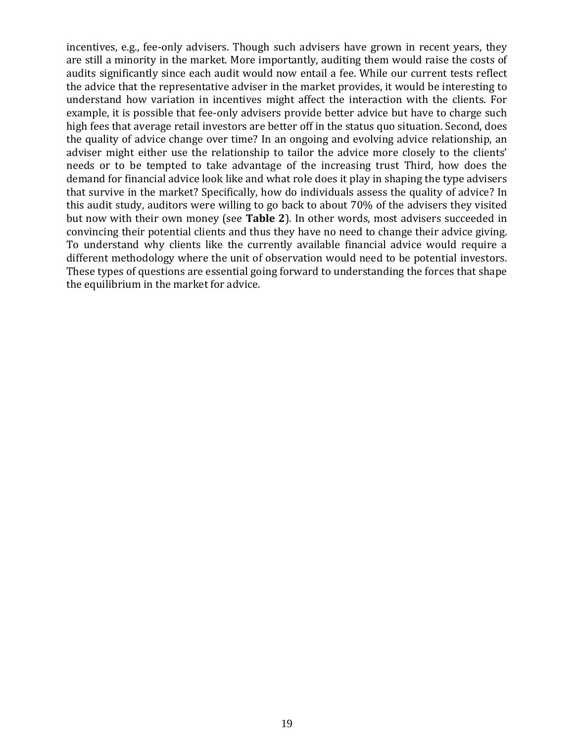incentives, e.g., fee-only advisers. Though such advisers have grown in recent years, they are still a minority in the market. More importantly, auditing them would raise the costs of audits significantly since each audit would now entail a fee. While our current tests reflect the advice that the representative adviser in the market provides, it would be interesting to understand how variation in incentives might affect the interaction with the clients. For example, it is possible that fee-only advisers provide better advice but have to charge such high fees that average retail investors are better off in the status quo situation. Second, does the quality of advice change over time? In an ongoing and evolving advice relationship, an adviser might either use the relationship to tailor the advice more closely to the clients' needs or to be tempted to take advantage of the increasing trust Third, how does the demand for financial advice look like and what role does it play in shaping the type advisers that survive in the market? Specifically, how do individuals assess the quality of advice? In this audit study, auditors were willing to go back to about 70% of the advisers they visited but now with their own money (see **Table 2**). In other words, most advisers succeeded in convincing their potential clients and thus they have no need to change their advice giving. To understand why clients like the currently available financial advice would require a different methodology where the unit of observation would need to be potential investors. These types of questions are essential going forward to understanding the forces that shape the equilibrium in the market for advice.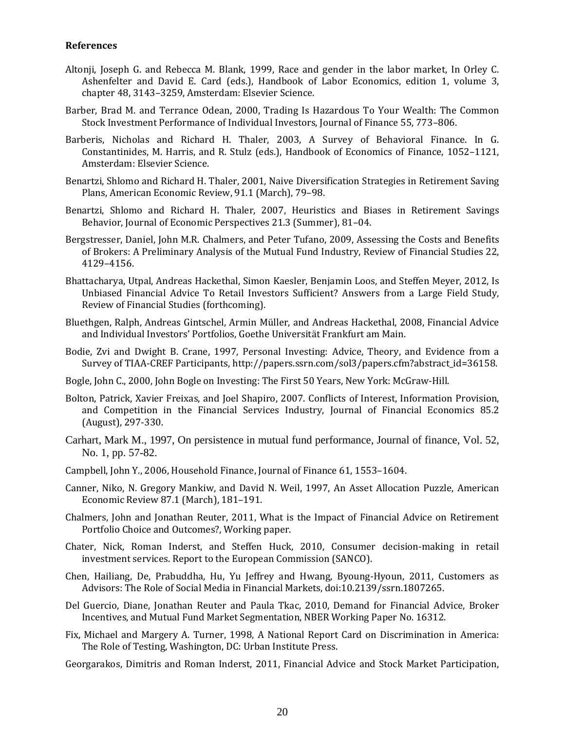**References**

Altonji, Joseph G. and Rebecca M. Blank, 1999, Race and gender in the labor market, In Orley C. Ashenfelter and David E. Card (eds.), Handbook of Labor Economics, edition 1, volume 3, chapter 48, 3143–3259, Amsterdam: Elsevier Science.

Barber, Brad M. and Terrance Odean, 2000, Trading Is Hazardous To Your Wealth: The Common Stock Investment Performance of Individual Investors, Journal of Finance 55, 773–806.

Barberis, Nicholas and Richard H. Thaler, 2003, A Survey of Behavioral Finance. In G. Constantinides, M. Harris, and R. Stulz (eds.), Handbook of Economics of Finance, 1052–1121, Amsterdam: Elsevier Science.

Benartzi, Shlomo and Richard H. Thaler, 2001, Naive Diversification Strategies in Retirement Saving Plans, American Economic Review, 91.1 (March), 79–98.

Benartzi, Shlomo and Richard H. Thaler, 2007, Heuristics and Biases in Retirement Savings Behavior, Journal of Economic Perspectives 21.3 (Summer), 81–04.

Bergstresser, Daniel, John M.R. Chalmers, and Peter Tufano, 2009, Assessing the Costs and Benefits of Brokers: A Preliminary Analysis of the Mutual Fund Industry, Review of Financial Studies 22, 4129–4156.

Bhattacharya, Utpal, Andreas Hackethal, Simon Kaesler, Benjamin Loos, and Steffen Meyer, 2012, Is Unbiased Financial Advice To Retail Investors Sufficient? Answers from a Large Field Study, Review of Financial Studies (forthcoming).

Bluethgen, Ralph, Andreas Gintschel, Armin Müller, and Andreas Hackethal, 2008, Financial Advice and Individual Investors' Portfolios, Goethe Universität Frankfurt am Main.

Bodie, Zvi and Dwight B. Crane, 1997, Personal Investing: Advice, Theory, and Evidence from a Survey of TIAA-CREF Participants, http://papers.ssrn.com/sol3/papers.cfm?abstract_id=36158.

Bogle, John C., 2000, John Bogle on Investing: The First 50 Years, New York: McGraw-Hill.

Bolton, Patrick, Xavier Freixas, and Joel Shapiro, 2007. Conflicts of Interest, Information Provision, and Competition in the Financial Services Industry, Journal of Financial Economics 85.2 (August), 297-330.

Carhart, Mark M., 1997, On persistence in mutual fund performance, Journal of finance, Vol. 52, No. 1, pp. 57-82.

Campbell, John Y., 2006, Household Finance, Journal of Finance 61, 1553–1604.

Canner, Niko, N. Gregory Mankiw, and David N. Weil, 1997, An Asset Allocation Puzzle, American Economic Review 87.1 (March), 181–191.

Chalmers, John and Jonathan Reuter, 2011, What is the Impact of Financial Advice on Retirement Portfolio Choice and Outcomes?, Working paper.

Chater, Nick, Roman Inderst, and Steffen Huck, 2010, Consumer decision-making in retail investment services. Report to the European Commission (SANCO).

Chen, Hailiang, De, Prabuddha, Hu, Yu Jeffrey and Hwang, Byoung-Hyoun, 2011, Customers as Advisors: The Role of Social Media in Financial Markets, doi:10.2139/ssrn.1807265.

Del Guercio, Diane, Jonathan Reuter and Paula Tkac, 2010, Demand for Financial Advice, Broker Incentives, and Mutual Fund Market Segmentation, NBER Working Paper No. 16312.

Fix, Michael and Margery A. Turner, 1998, A National Report Card on Discrimination in America: The Role of Testing, Washington, DC: Urban Institute Press.

Georgarakos, Dimitris and Roman Inderst, 2011, Financial Advice and Stock Market Participation,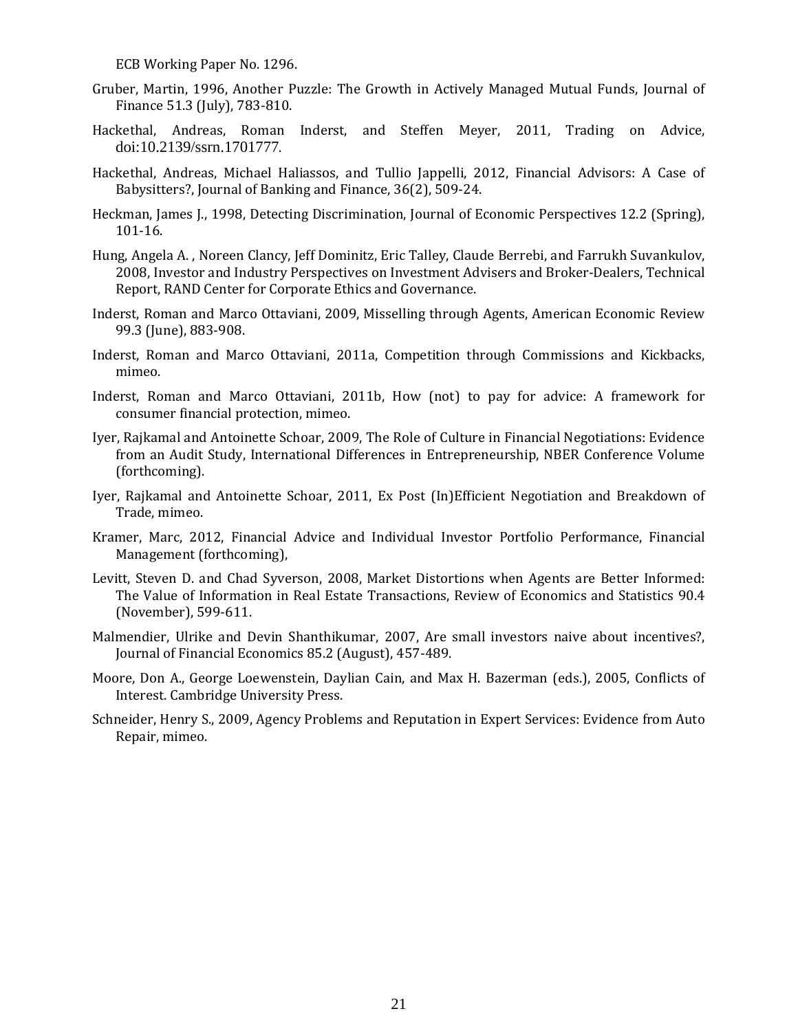ECB Working Paper No. 1296.

Gruber, Martin, 1996, Another Puzzle: The Growth in Actively Managed Mutual Funds, Journal of Finance 51.3 (July), 783-810.

Hackethal, Andreas, Roman Inderst, and Steffen Meyer, 2011, Trading on Advice, doi:10.2139/ssrn.1701777.

Hackethal, Andreas, Michael Haliassos, and Tullio Jappelli, 2012, Financial Advisors: A Case of Babysitters?, Journal of Banking and Finance, 36(2), 509-24.

Heckman, James J., 1998, Detecting Discrimination, Journal of Economic Perspectives 12.2 (Spring), 101-16.

Hung, Angela A. , Noreen Clancy, Jeff Dominitz, Eric Talley, Claude Berrebi, and Farrukh Suvankulov, 2008, Investor and Industry Perspectives on Investment Advisers and Broker-Dealers, Technical Report, RAND Center for Corporate Ethics and Governance.

Inderst, Roman and Marco Ottaviani, 2009, Misselling through Agents, American Economic Review 99.3 (June), 883-908.

Inderst, Roman and Marco Ottaviani, 2011a, Competition through Commissions and Kickbacks, mimeo.

Inderst, Roman and Marco Ottaviani, 2011b, How (not) to pay for advice: A framework for consumer financial protection, mimeo.

Iyer, Rajkamal and Antoinette Schoar, 2009, The Role of Culture in Financial Negotiations: Evidence from an Audit Study, International Differences in Entrepreneurship, NBER Conference Volume (forthcoming).

Iyer, Rajkamal and Antoinette Schoar, 2011, Ex Post (In)Efficient Negotiation and Breakdown of Trade, mimeo.

Kramer, Marc, 2012, Financial Advice and Individual Investor Portfolio Performance, Financial Management (forthcoming),

Levitt, Steven D. and Chad Syverson, 2008, Market Distortions when Agents are Better Informed: The Value of Information in Real Estate Transactions, Review of Economics and Statistics 90.4 (November), 599-611.

Malmendier, Ulrike and Devin Shanthikumar, 2007, Are small investors naive about incentives?, Journal of Financial Economics 85.2 (August), 457-489.

Moore, Don A., George Loewenstein, Daylian Cain, and Max H. Bazerman (eds.), 2005, Conflicts of Interest. Cambridge University Press.

Schneider, Henry S., 2009, Agency Problems and Reputation in Expert Services: Evidence from Auto Repair, mimeo.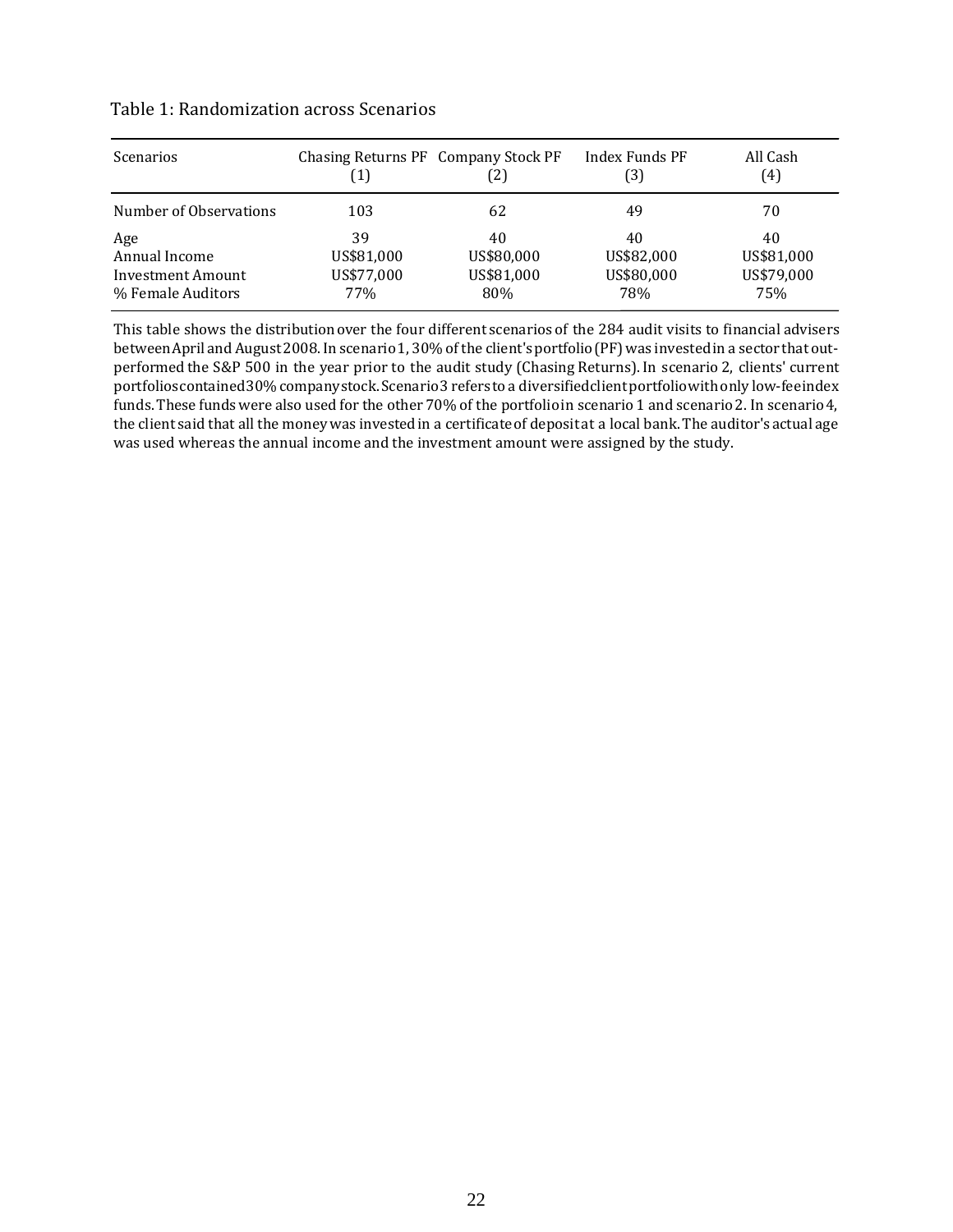Table 1: Randomization across Scenarios

| Scenarios | Chasing Returns PF (1) | Company Stock PF (2) | Index Funds PF (3) | All Cash (4) |
|---|---|---|---|---|
| Number of Observations | 103 | 62 | 49 | 70 |
| Age | 39 | 40 | 40 | 40 |
| Annual Income | US$81,000 | US$80,000 | US$82,000 | US$81,000 |
| Investment Amount | US$77,000 | US$81,000 | US$80,000 | US$79,000 |
| % Female Auditors | 77% | 80% | 78% | 75% |

This table shows the distribution over the four different scenarios of the 284 audit visits to financial advisers between April and August 2008. In scenario 1, 30% of the client's portfolio (PF) was invested in a sector that outperformed the S&P 500 in the year prior to the audit study (Chasing Returns). In scenario 2, clients' current portfolios contained 30% company stock. Scenario 3 refers to a diversified client portfolio with only low-fee index funds. These funds were also used for the other 70% of the portfolio in scenario 1 and scenario 2. In scenario 4, the client said that all the money was invested in a certificate of deposit at a local bank. The auditor's actual age was used whereas the annual income and the investment amount were assigned by the study.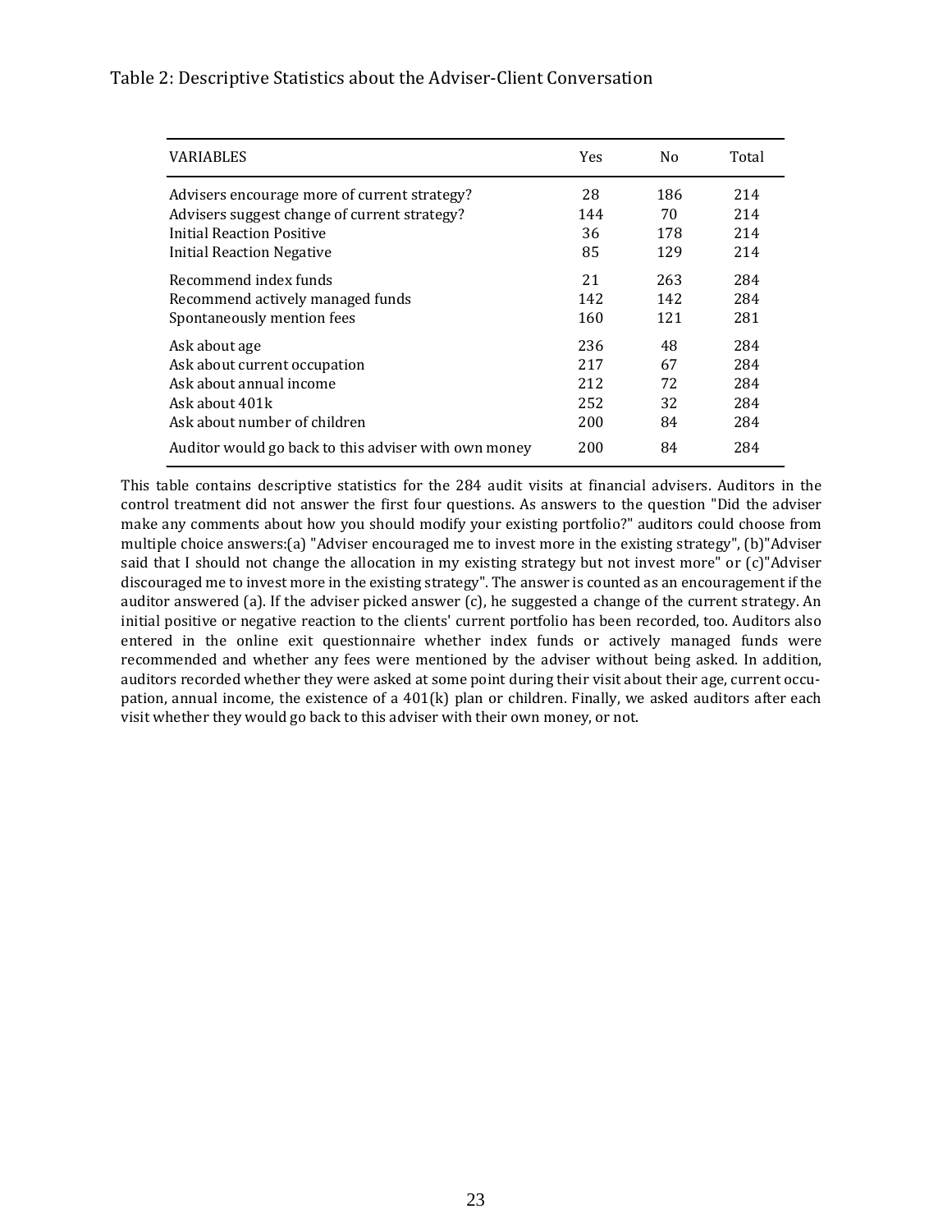Table 2: Descriptive Statistics about the Adviser-Client Conversation

| VARIABLES | Yes | No | Total |
| --- | --- | --- | --- |
| Advisers encourage more of current strategy? | 28 | 186 | 214 |
| Advisers suggest change of current strategy? | 144 | 70 | 214 |
| Initial Reaction Positive | 36 | 178 | 214 |
| Initial Reaction Negative | 85 | 129 | 214 |
| Recommend index funds | 21 | 263 | 284 |
| Recommend actively managed funds | 142 | 142 | 284 |
| Spontaneously mention fees | 160 | 121 | 281 |
| Ask about age | 236 | 48 | 284 |
| Ask about current occupation | 217 | 67 | 284 |
| Ask about annual income | 212 | 72 | 284 |
| Ask about 401k | 252 | 32 | 284 |
| Ask about number of children | 200 | 84 | 284 |
| Auditor would go back to this adviser with own money | 200 | 84 | 284 |

This table contains descriptive statistics for the 284 audit visits at financial advisers. Auditors in the control treatment did not answer the first four questions. As answers to the question "Did the adviser make any comments about how you should modify your existing portfolio?" auditors could choose from multiple choice answers:(a) "Adviser encouraged me to invest more in the existing strategy", (b)"Adviser said that I should not change the allocation in my existing strategy but not invest more" or (c)"Adviser discouraged me to invest more in the existing strategy". The answer is counted as an encouragement if the auditor answered (a). If the adviser picked answer (c), he suggested a change of the current strategy. An initial positive or negative reaction to the clients' current portfolio has been recorded, too. Auditors also entered in the online exit questionnaire whether index funds or actively managed funds were recommended and whether any fees were mentioned by the adviser without being asked. In addition, auditors recorded whether they were asked at some point during their visit about their age, current occupation, annual income, the existence of a 401(k) plan or children. Finally, we asked auditors after each visit whether they would go back to this adviser with their own money, or not.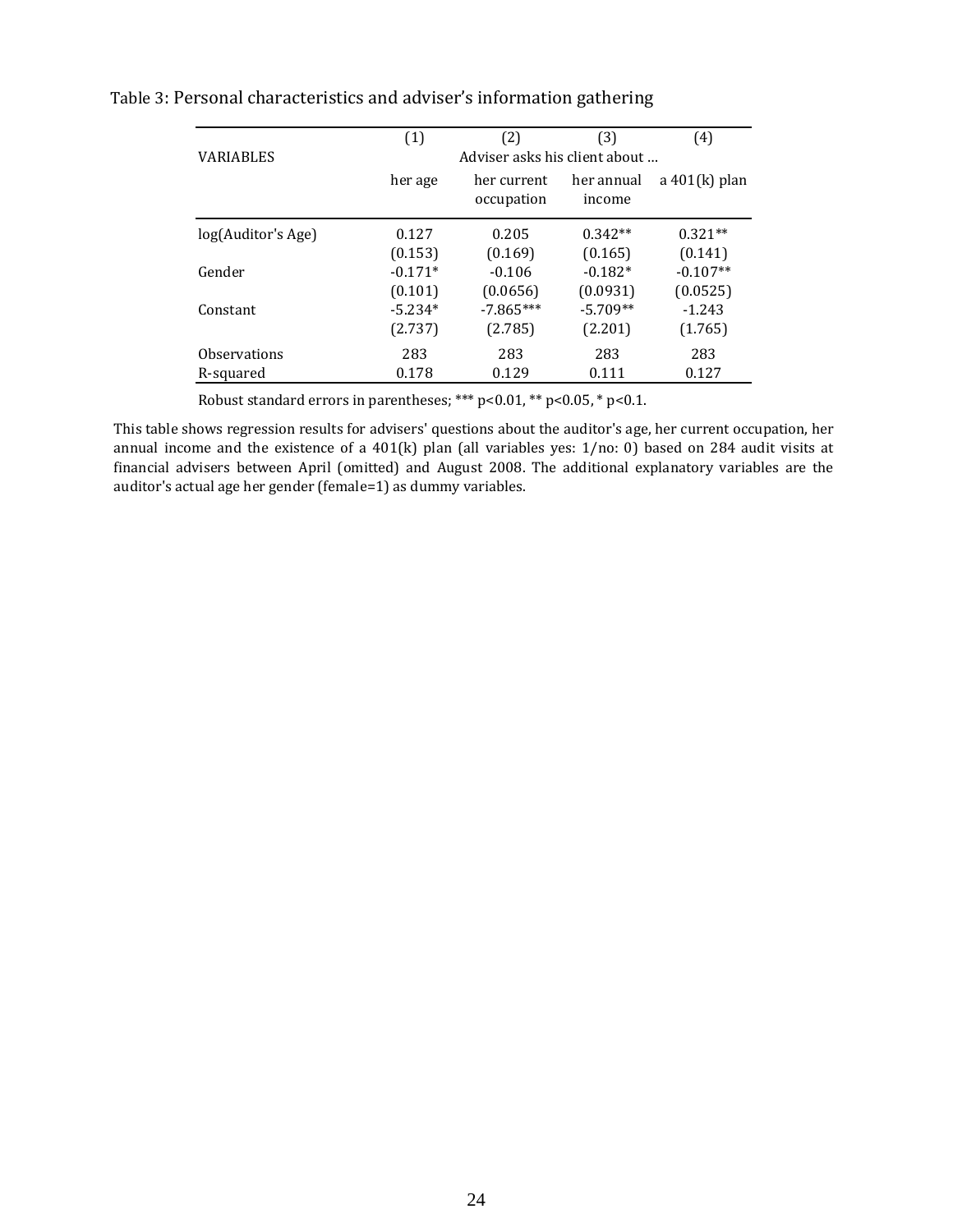Table 3: Personal characteristics and adviser's information gathering

| VARIABLES | (1) | (2) | (3) | (4) |
|---|---|---|---|---|
| | Adviser asks his client about … | | | |
| | her age | her current occupation | her annual income | a 401(k) plan |
| log(Auditor's Age) | 0.127 | 0.205 | 0.342** | 0.321** |
| | (0.153) | (0.169) | (0.165) | (0.141) |
| Gender | -0.171* | -0.106 | -0.182* | -0.107** |
| | (0.101) | (0.0656) | (0.0931) | (0.0525) |
| Constant | -5.234* | -7.865*** | -5.709** | -1.243 |
| | (2.737) | (2.785) | (2.201) | (1.765) |
| Observations | 283 | 283 | 283 | 283 |
| R-squared | 0.178 | 0.129 | 0.111 | 0.127 |

Robust standard errors in parentheses; *** $p<0.01$, ** $p<0.05$, * $p<0.1$.

This table shows regression results for advisers' questions about the auditor's age, her current occupation, her annual income and the existence of a 401(k) plan (all variables yes: 1/no: 0) based on 284 audit visits at financial advisers between April (omitted) and August 2008. The additional explanatory variables are the auditor's actual age her gender (female=1) as dummy variables.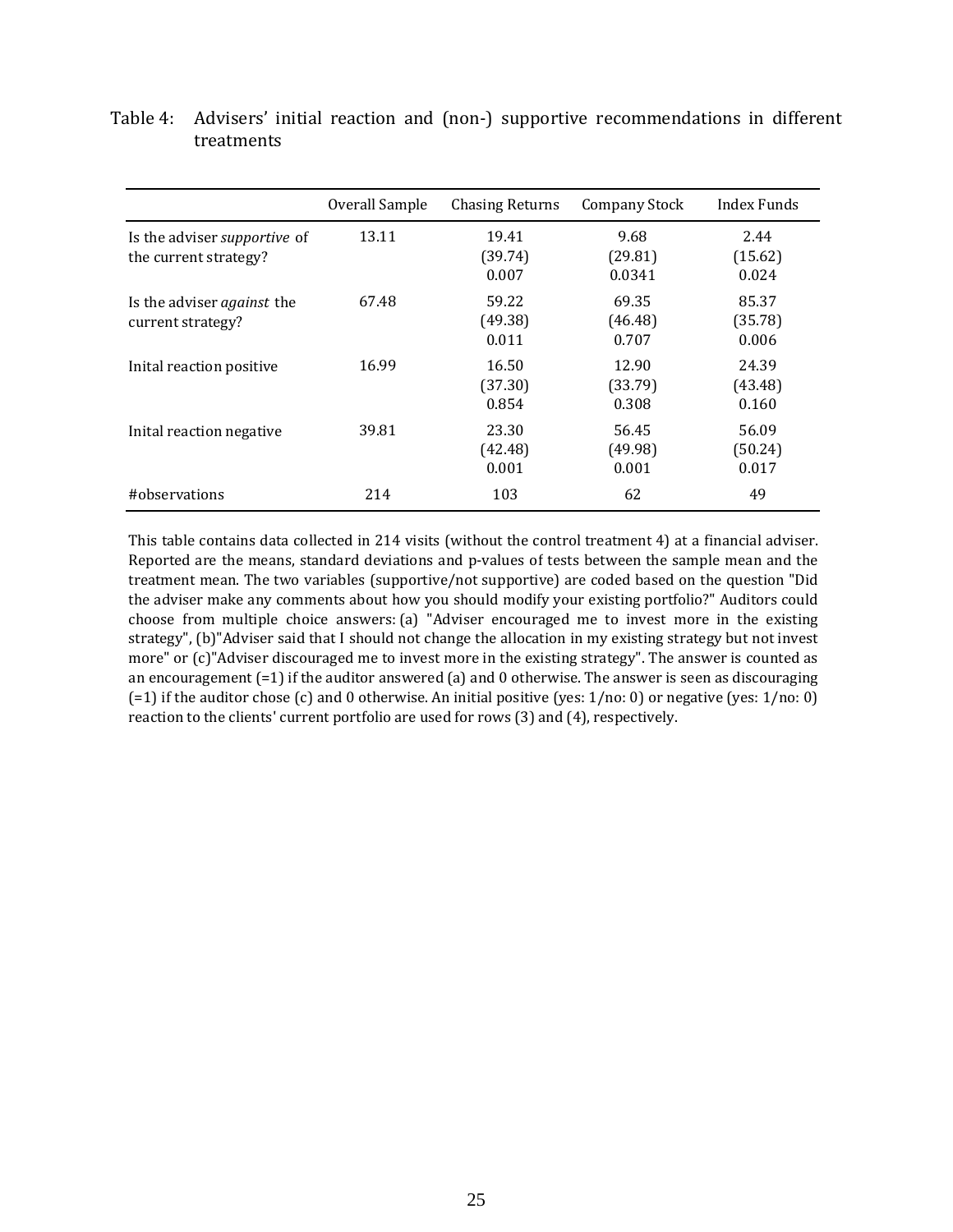Table 4: Advisers' initial reaction and (non-) supportive recommendations in different treatments

| | Overall Sample | Chasing Returns | Company Stock | Index Funds |
|---|---|---|---|---|
| Is the adviser *supportive* of the current strategy? | 13.11 | 19.41<br>(39.74)<br>0.007 | 9.68<br>(29.81)<br>0.0341 | 2.44<br>(15.62)<br>0.024 |
| Is the adviser *against* the current strategy? | 67.48 | 59.22<br>(49.38)<br>0.011 | 69.35<br>(46.48)<br>0.707 | 85.37<br>(35.78)<br>0.006 |
| Inital reaction positive | 16.99 | 16.50<br>(37.30)<br>0.854 | 12.90<br>(33.79)<br>0.308 | 24.39<br>(43.48)<br>0.160 |
| Inital reaction negative | 39.81 | 23.30<br>(42.48)<br>0.001 | 56.45<br>(49.98)<br>0.001 | 56.09<br>(50.24)<br>0.017 |
| #observations | 214 | 103 | 62 | 49 |

This table contains data collected in 214 visits (without the control treatment 4) at a financial adviser. Reported are the means, standard deviations and p-values of tests between the sample mean and the treatment mean. The two variables (supportive/not supportive) are coded based on the question "Did the adviser make any comments about how you should modify your existing portfolio?" Auditors could choose from multiple choice answers: (a) "Adviser encouraged me to invest more in the existing strategy", (b)"Adviser said that I should not change the allocation in my existing strategy but not invest more" or (c)"Adviser discouraged me to invest more in the existing strategy". The answer is counted as an encouragement (=1) if the auditor answered (a) and 0 otherwise. The answer is seen as discouraging (=1) if the auditor chose (c) and 0 otherwise. An initial positive (yes: 1/no: 0) or negative (yes: 1/no: 0) reaction to the clients' current portfolio are used for rows (3) and (4), respectively.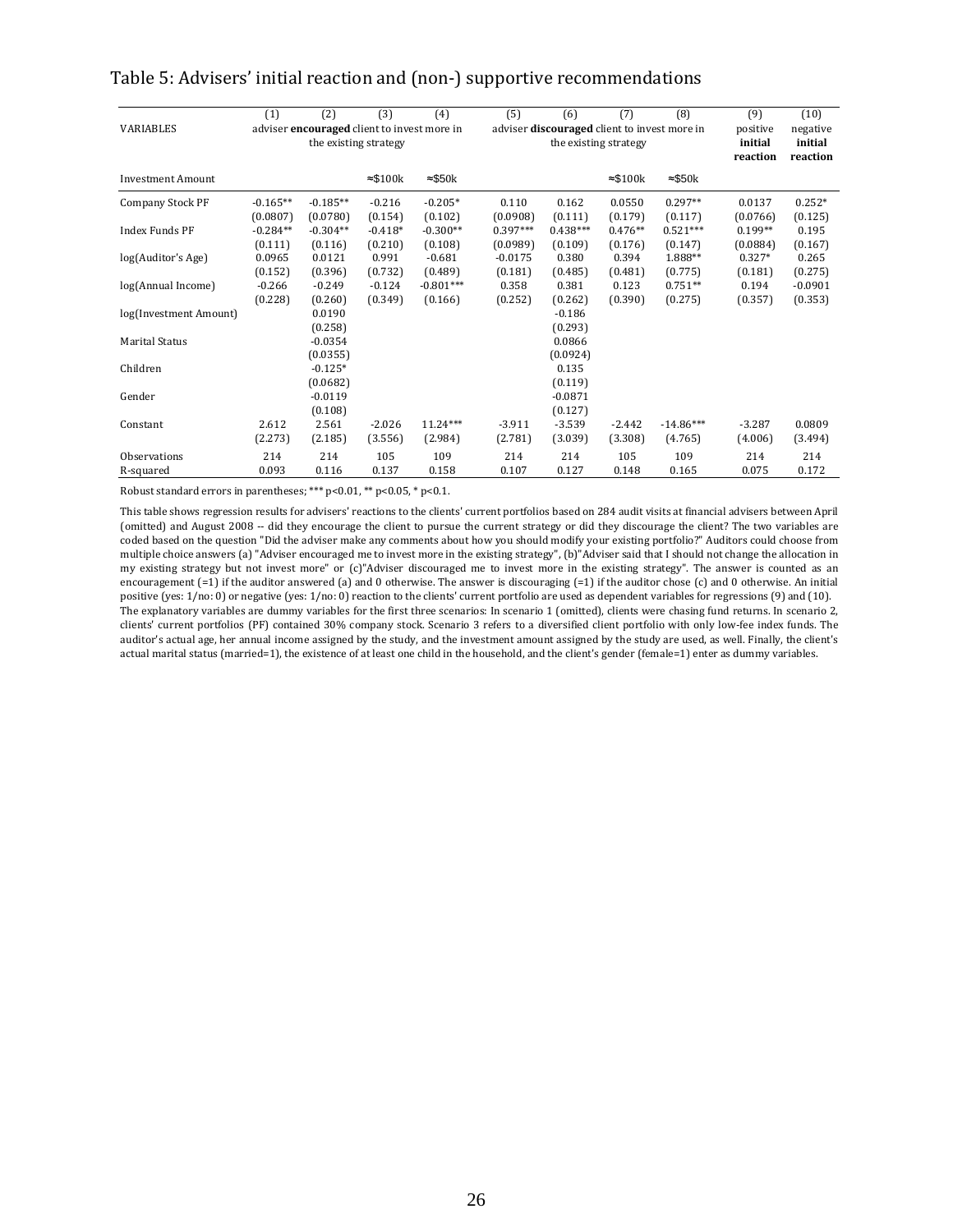# Table 5: Advisers' initial reaction and (non-) supportive recommendations

| VARIABLES | (1) | (2) | (3) | (4) | (5) | (6) | (7) | (8) | (9) | (10) |
|---|---|---|---|---|---|---|---|---|---|---|
| | adviser **encouraged** client to invest more in the existing strategy | | | | adviser **discouraged** client to invest more in the existing strategy | | | | positive **initial reaction** | negative **initial reaction** |
| Investment Amount | | | ≈$100k | ≈$50k | | | ≈$100k | ≈$50k | | |
| Company Stock PF | -0.165** | -0.185** | -0.216 | -0.205* | 0.110 | 0.162 | 0.0550 | 0.297** | 0.0137 | 0.252* |
| | (0.0807) | (0.0780) | (0.154) | (0.102) | (0.0908) | (0.111) | (0.179) | (0.117) | (0.0766) | (0.125) |
| Index Funds PF | -0.284** | -0.304** | -0.418* | -0.300** | 0.397*** | 0.438*** | 0.476** | 0.521*** | 0.199** | 0.195 |
| | (0.111) | (0.116) | (0.210) | (0.108) | (0.0989) | (0.109) | (0.176) | (0.147) | (0.0884) | (0.167) |
| log(Auditor's Age) | 0.0965 | 0.0121 | 0.991 | -0.681 | -0.0175 | 0.380 | 0.394 | 1.888** | 0.327* | 0.265 |
| | (0.152) | (0.396) | (0.732) | (0.489) | (0.181) | (0.485) | (0.481) | (0.775) | (0.181) | (0.275) |
| log(Annual Income) | -0.266 | -0.249 | -0.124 | -0.801*** | 0.358 | 0.381 | 0.123 | 0.751** | 0.194 | -0.0901 |
| | (0.228) | (0.260) | (0.349) | (0.166) | (0.252) | (0.262) | (0.390) | (0.275) | (0.357) | (0.353) |
| log(Investment Amount) | | 0.0190 | | | | -0.186 | | | | |
| | | (0.258) | | | | (0.293) | | | | |
| Marital Status | | -0.0354 | | | | 0.0866 | | | | |
| | | (0.0355) | | | | (0.0924) | | | | |
| Children | | -0.125* | | | | 0.135 | | | | |
| | | (0.0682) | | | | (0.119) | | | | |
| Gender | | -0.0119 | | | | -0.0871 | | | | |
| | | (0.108) | | | | (0.127) | | | | |
| Constant | 2.612 | 2.561 | -2.026 | 11.24*** | -3.911 | -3.539 | -2.442 | -14.86*** | -3.287 | 0.0809 |
| | (2.273) | (2.185) | (3.556) | (2.984) | (2.781) | (3.039) | (3.308) | (4.765) | (4.006) | (3.494) |
| Observations | 214 | 214 | 105 | 109 | 214 | 214 | 105 | 109 | 214 | 214 |
| R-squared | 0.093 | 0.116 | 0.137 | 0.158 | 0.107 | 0.127 | 0.148 | 0.165 | 0.075 | 0.172 |

Robust standard errors in parentheses; *** p<0.01, ** p<0.05, * p<0.1.

This table shows regression results for advisers' reactions to the clients' current portfolios based on 284 audit visits at financial advisers between April (omitted) and August 2008 -- did they encourage the client to pursue the current strategy or did they discourage the client? The two variables are coded based on the question "Did the adviser make any comments about how you should modify your existing portfolio?" Auditors could choose from multiple choice answers (a) "Adviser encouraged me to invest more in the existing strategy", (b)"Adviser said that I should not change the allocation in my existing strategy but not invest more" or (c)"Adviser discouraged me to invest more in the existing strategy". The answer is counted as an encouragement (=1) if the auditor answered (a) and 0 otherwise. The answer is discouraging (=1) if the auditor chose (c) and 0 otherwise. An initial positive (yes: 1/no: 0) or negative (yes: 1/no: 0) reaction to the clients' current portfolio are used as dependent variables for regressions (9) and (10). The explanatory variables are dummy variables for the first three scenarios: In scenario 1 (omitted), clients were chasing fund returns. In scenario 2, clients' current portfolios (PF) contained 30% company stock. Scenario 3 refers to a diversified client portfolio with only low-fee index funds. The auditor's actual age, her annual income assigned by the study, and the investment amount assigned by the study are used, as well. Finally, the client's actual marital status (married=1), the existence of at least one child in the household, and the client's gender (female=1) enter as dummy variables.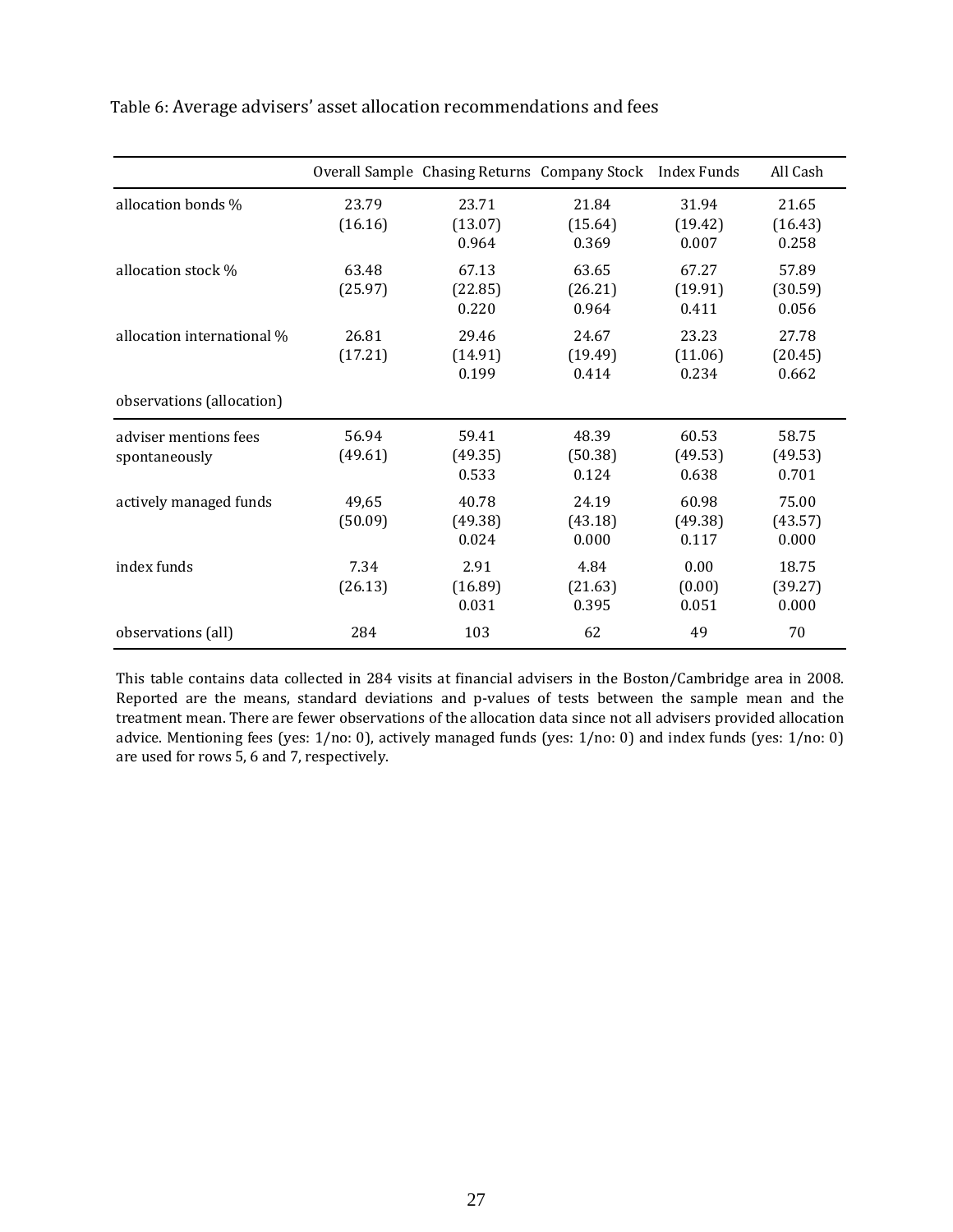Table 6: Average advisers' asset allocation recommendations and fees

| | Overall Sample | Chasing Returns | Company Stock | Index Funds | All Cash |
|---|---|---|---|---|---|
| allocation bonds % | 23.79 | 23.71 | 21.84 | 31.94 | 21.65 |
| | (16.16) | (13.07) | (15.64) | (19.42) | (16.43) |
| | | 0.964 | 0.369 | 0.007 | 0.258 |
| allocation stock % | 63.48 | 67.13 | 63.65 | 67.27 | 57.89 |
| | (25.97) | (22.85) | (26.21) | (19.91) | (30.59) |
| | | 0.220 | 0.964 | 0.411 | 0.056 |
| allocation international % | 26.81 | 29.46 | 24.67 | 23.23 | 27.78 |
| | (17.21) | (14.91) | (19.49) | (11.06) | (20.45) |
| | | 0.199 | 0.414 | 0.234 | 0.662 |
| observations (allocation) | | | | | |
| adviser mentions fees spontaneously | 56.94 | 59.41 | 48.39 | 60.53 | 58.75 |
| | (49.61) | (49.35) | (50.38) | (49.53) | (49.53) |
| | | 0.533 | 0.124 | 0.638 | 0.701 |
| actively managed funds | 49,65 | 40.78 | 24.19 | 60.98 | 75.00 |
| | (50.09) | (49.38) | (43.18) | (49.38) | (43.57) |
| | | 0.024 | 0.000 | 0.117 | 0.000 |
| index funds | 7.34 | 2.91 | 4.84 | 0.00 | 18.75 |
| | (26.13) | (16.89) | (21.63) | (0.00) | (39.27) |
| | | 0.031 | 0.395 | 0.051 | 0.000 |
| observations (all) | 284 | 103 | 62 | 49 | 70 |

This table contains data collected in 284 visits at financial advisers in the Boston/Cambridge area in 2008. Reported are the means, standard deviations and p-values of tests between the sample mean and the treatment mean. There are fewer observations of the allocation data since not all advisers provided allocation advice. Mentioning fees (yes: 1/no: 0), actively managed funds (yes: 1/no: 0) and index funds (yes: 1/no: 0) are used for rows 5, 6 and 7, respectively.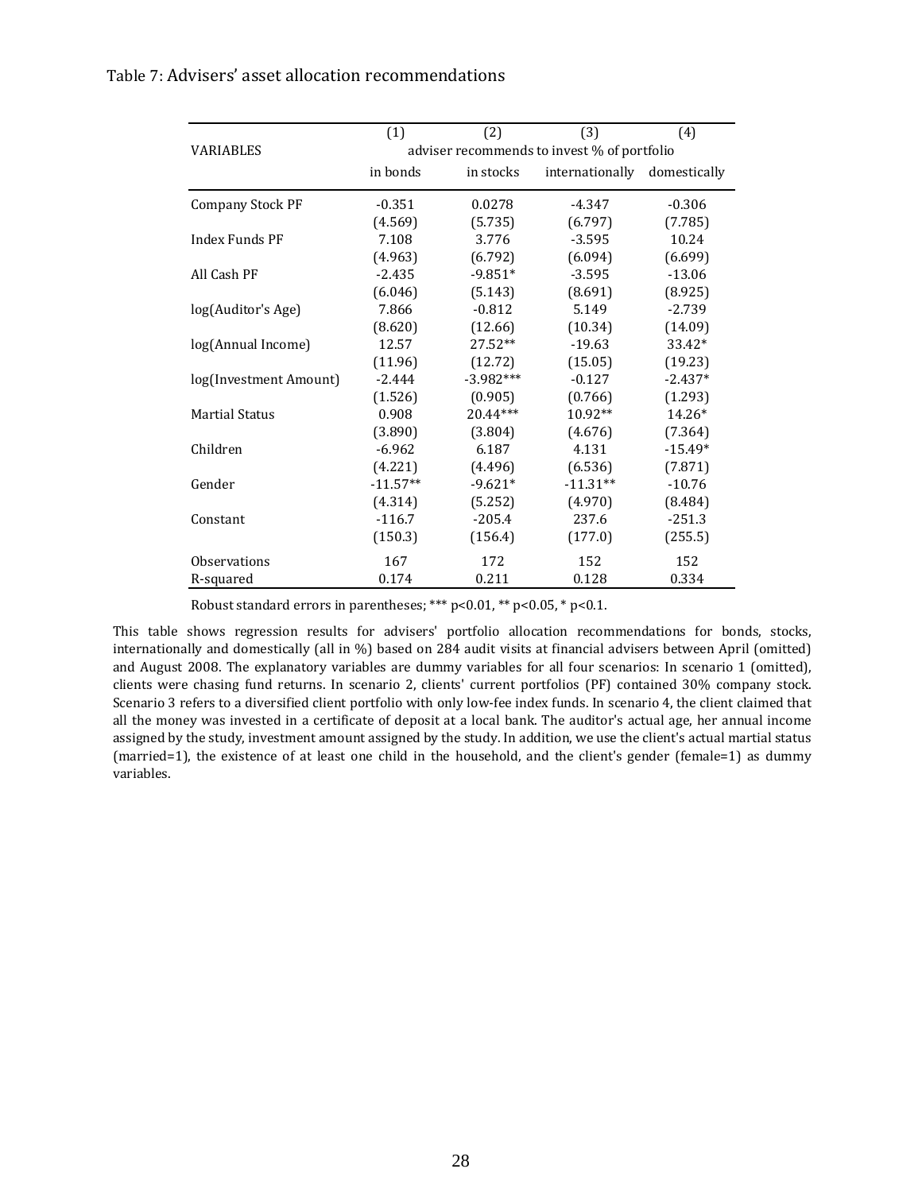Table 7: Advisers' asset allocation recommendations

| | (1) | (2) | (3) | (4) |
|---|---|---|---|---|
| VARIABLES | adviser recommends to invest % of portfolio | | | |
| | in bonds | in stocks | internationally | domestically |
| Company Stock PF | -0.351 | 0.0278 | -4.347 | -0.306 |
| | (4.569) | (5.735) | (6.797) | (7.785) |
| Index Funds PF | 7.108 | 3.776 | -3.595 | 10.24 |
| | (4.963) | (6.792) | (6.094) | (6.699) |
| All Cash PF | -2.435 | -9.851* | -3.595 | -13.06 |
| | (6.046) | (5.143) | (8.691) | (8.925) |
| log(Auditor's Age) | 7.866 | -0.812 | 5.149 | -2.739 |
| | (8.620) | (12.66) | (10.34) | (14.09) |
| log(Annual Income) | 12.57 | 27.52** | -19.63 | 33.42* |
| | (11.96) | (12.72) | (15.05) | (19.23) |
| log(Investment Amount) | -2.444 | -3.982*** | -0.127 | -2.437* |
| | (1.526) | (0.905) | (0.766) | (1.293) |
| Martial Status | 0.908 | 20.44*** | 10.92** | 14.26* |
| | (3.890) | (3.804) | (4.676) | (7.364) |
| Children | -6.962 | 6.187 | 4.131 | -15.49* |
| | (4.221) | (4.496) | (6.536) | (7.871) |
| Gender | -11.57** | -9.621* | -11.31** | -10.76 |
| | (4.314) | (5.252) | (4.970) | (8.484) |
| Constant | -116.7 | -205.4 | 237.6 | -251.3 |
| | (150.3) | (156.4) | (177.0) | (255.5) |
| Observations | 167 | 172 | 152 | 152 |
| R-squared | 0.174 | 0.211 | 0.128 | 0.334 |

Robust standard errors in parentheses; *** p<0.01, ** p<0.05, * p<0.1.

This table shows regression results for advisers' portfolio allocation recommendations for bonds, stocks, internationally and domestically (all in %) based on 284 audit visits at financial advisers between April (omitted) and August 2008. The explanatory variables are dummy variables for all four scenarios: In scenario 1 (omitted), clients were chasing fund returns. In scenario 2, clients' current portfolios (PF) contained 30% company stock. Scenario 3 refers to a diversified client portfolio with only low-fee index funds. In scenario 4, the client claimed that all the money was invested in a certificate of deposit at a local bank. The auditor's actual age, her annual income assigned by the study, investment amount assigned by the study. In addition, we use the client's actual martial status (married=1), the existence of at least one child in the household, and the client's gender (female=1) as dummy variables.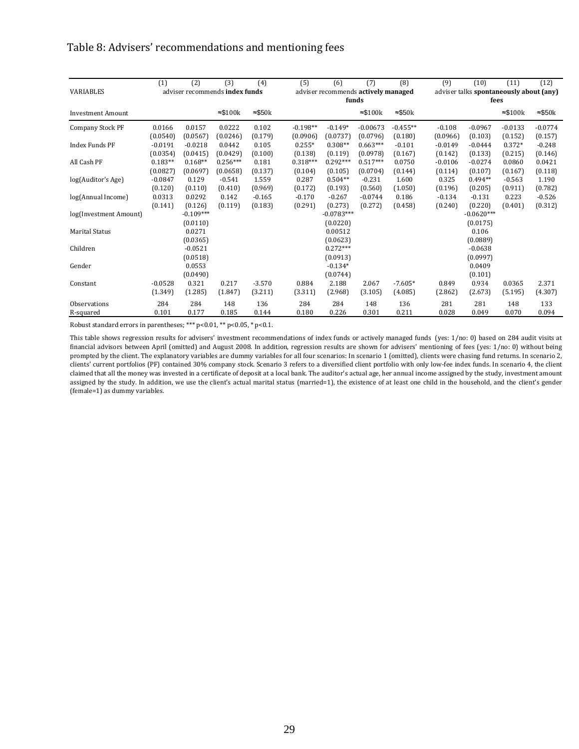## Table 8: Advisers' recommendations and mentioning fees

| VARIABLES | (1) | (2) | (3) | (4) | (5) | (6) | (7) | (8) | (9) | (10) | (11) | (12) |
|---|---|---|---|---|---|---|---|---|---|---|---|---|
| | adviser recommends **index funds** | | | | adviser recommends **actively managed funds** | | | | adviser talks **spontaneously about (any) fees** | | | |
| Investment Amount | | | ≈$100k | ≈$50k | | | ≈$100k | ≈$50k | | | ≈$100k | ≈$50k |
| Company Stock PF | 0.0166 | 0.0157 | 0.0222 | 0.102 | -0.198** | -0.149* | -0.00673 | -0.455** | -0.108 | -0.0967 | -0.0133 | -0.0774 |
| | (0.0540) | (0.0567) | (0.0246) | (0.179) | (0.0906) | (0.0737) | (0.0796) | (0.180) | (0.0966) | (0.103) | (0.152) | (0.157) |
| Index Funds PF | -0.0191 | -0.0218 | 0.0442 | 0.105 | 0.255* | 0.308** | 0.663*** | -0.101 | -0.0149 | -0.0444 | 0.372* | -0.248 |
| | (0.0354) | (0.0415) | (0.0429) | (0.100) | (0.138) | (0.119) | (0.0978) | (0.167) | (0.142) | (0.133) | (0.215) | (0.146) |
| All Cash PF | 0.183** | 0.168** | 0.256*** | 0.181 | 0.318*** | 0.292*** | 0.517*** | 0.0750 | -0.0106 | -0.0274 | 0.0860 | 0.0421 |
| | (0.0827) | (0.0697) | (0.0658) | (0.137) | (0.104) | (0.105) | (0.0704) | (0.144) | (0.114) | (0.107) | (0.167) | (0.118) |
| log(Auditor's Age) | -0.0847 | 0.129 | -0.541 | 1.559 | 0.287 | 0.504** | -0.231 | 1.600 | 0.325 | 0.494** | -0.563 | 1.190 |
| | (0.120) | (0.110) | (0.410) | (0.969) | (0.172) | (0.193) | (0.560) | (1.050) | (0.196) | (0.205) | (0.911) | (0.782) |
| log(Annual Income) | 0.0313 | 0.0292 | 0.142 | -0.165 | -0.170 | -0.267 | -0.0744 | 0.186 | -0.134 | -0.131 | 0.223 | -0.526 |
| | (0.141) | (0.126) | (0.119) | (0.183) | (0.291) | (0.273) | (0.272) | (0.458) | (0.240) | (0.220) | (0.401) | (0.312) |
| log(Investment Amount) | | -0.109*** | | | | -0.0783*** | | | | -0.0620*** | | |
| | | (0.0110) | | | | (0.0220) | | | | (0.0175) | | |
| Marital Status | | 0.0271 | | | | 0.00512 | | | | 0.106 | | |
| | | (0.0365) | | | | (0.0623) | | | | (0.0889) | | |
| Children | | -0.0521 | | | | 0.272*** | | | | -0.0638 | | |
| | | (0.0518) | | | | (0.0913) | | | | (0.0997) | | |
| Gender | | 0.0553 | | | | -0.134* | | | | 0.0409 | | |
| | | (0.0490) | | | | (0.0744) | | | | (0.101) | | |
| Constant | -0.0528 | 0.321 | 0.217 | -3.570 | 0.884 | 2.188 | 2.067 | -7.605* | 0.849 | 0.934 | 0.0365 | 2.371 |
| | (1.349) | (1.285) | (1.847) | (3.211) | (3.311) | (2.968) | (3.105) | (4.085) | (2.862) | (2.673) | (5.195) | (4.307) |
| Observations | 284 | 284 | 148 | 136 | 284 | 284 | 148 | 136 | 281 | 281 | 148 | 133 |
| R-squared | 0.101 | 0.177 | 0.185 | 0.144 | 0.180 | 0.226 | 0.301 | 0.211 | 0.028 | 0.049 | 0.070 | 0.094 |

Robust standard errors in parentheses; *** p<0.01, ** p<0.05, * p<0.1.

This table shows regression results for advisers' investment recommendations of index funds or actively managed funds (yes: 1/no: 0) based on 284 audit visits at financial advisors between April (omitted) and August 2008. In addition, regression results are shown for advisers' mentioning of fees (yes: 1/no: 0) without being prompted by the client. The explanatory variables are dummy variables for all four scenarios: In scenario 1 (omitted), clients were chasing fund returns. In scenario 2, clients' current portfolios (PF) contained 30% company stock. Scenario 3 refers to a diversified client portfolio with only low-fee index funds. In scenario 4, the client claimed that all the money was invested in a certificate of deposit at a local bank. The auditor's actual age, her annual income assigned by the study, investment amount assigned by the study. In addition, we use the client's actual marital status (married=1), the existence of at least one child in the household, and the client's gender (female=1) as dummy variables.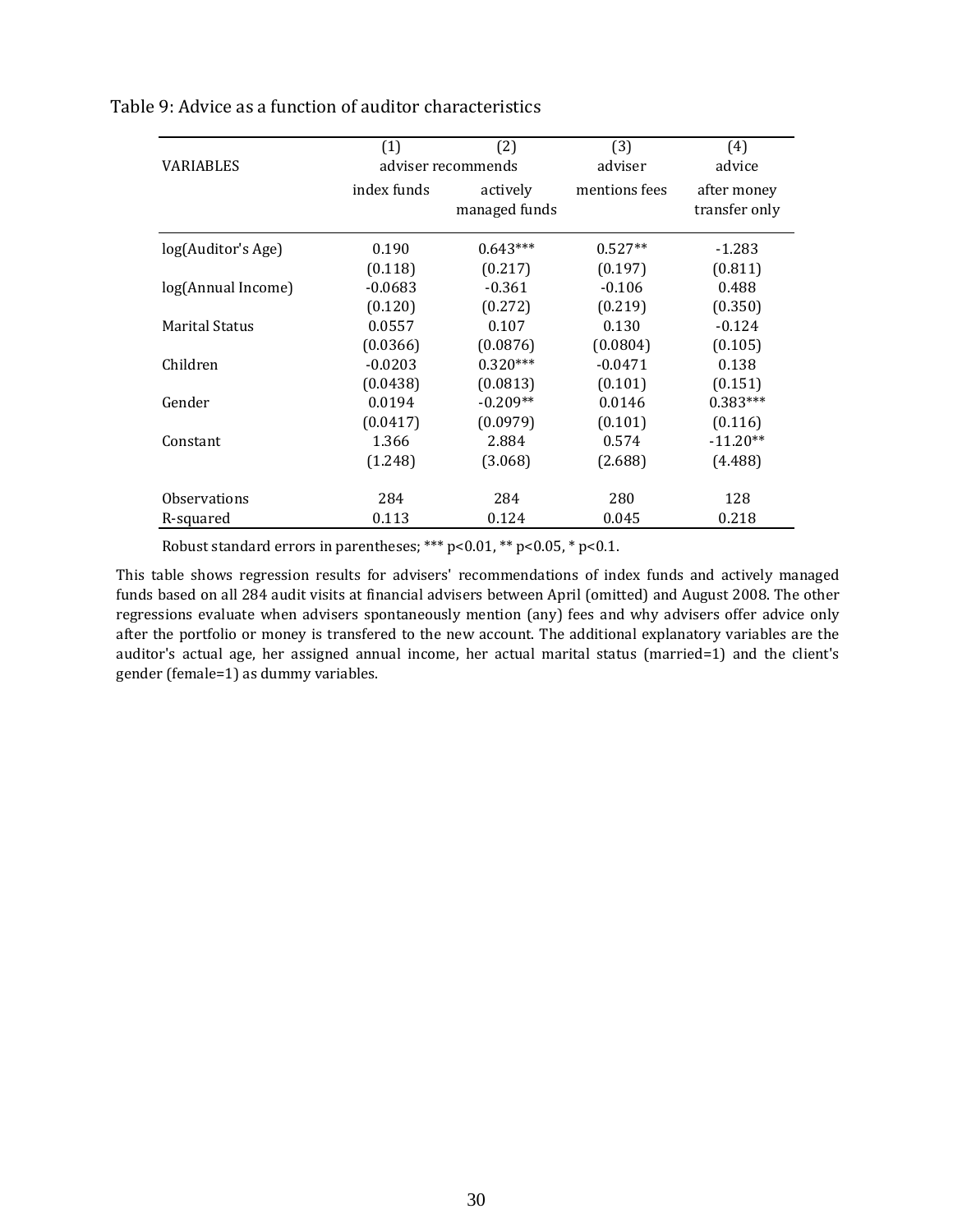Table 9: Advice as a function of auditor characteristics

| VARIABLES | (1) adviser recommends index funds | (2) adviser recommends actively managed funds | (3) adviser mentions fees | (4) advice after money transfer only |
|---|---|---|---|---|
| log(Auditor's Age) | 0.190 | 0.643*** | 0.527** | -1.283 |
| | (0.118) | (0.217) | (0.197) | (0.811) |
| log(Annual Income) | -0.0683 | -0.361 | -0.106 | 0.488 |
| | (0.120) | (0.272) | (0.219) | (0.350) |
| Marital Status | 0.0557 | 0.107 | 0.130 | -0.124 |
| | (0.0366) | (0.0876) | (0.0804) | (0.105) |
| Children | -0.0203 | 0.320*** | -0.0471 | 0.138 |
| | (0.0438) | (0.0813) | (0.101) | (0.151) |
| Gender | 0.0194 | -0.209** | 0.0146 | 0.383*** |
| | (0.0417) | (0.0979) | (0.101) | (0.116) |
| Constant | 1.366 | 2.884 | 0.574 | -11.20** |
| | (1.248) | (3.068) | (2.688) | (4.488) |
| Observations | 284 | 284 | 280 | 128 |
| R-squared | 0.113 | 0.124 | 0.045 | 0.218 |

Robust standard errors in parentheses; *** p<0.01, ** p<0.05, * p<0.1.

This table shows regression results for advisers' recommendations of index funds and actively managed funds based on all 284 audit visits at financial advisers between April (omitted) and August 2008. The other regressions evaluate when advisers spontaneously mention (any) fees and why advisers offer advice only after the portfolio or money is transfered to the new account. The additional explanatory variables are the auditor's actual age, her assigned annual income, her actual marital status (married=1) and the client's gender (female=1) as dummy variables.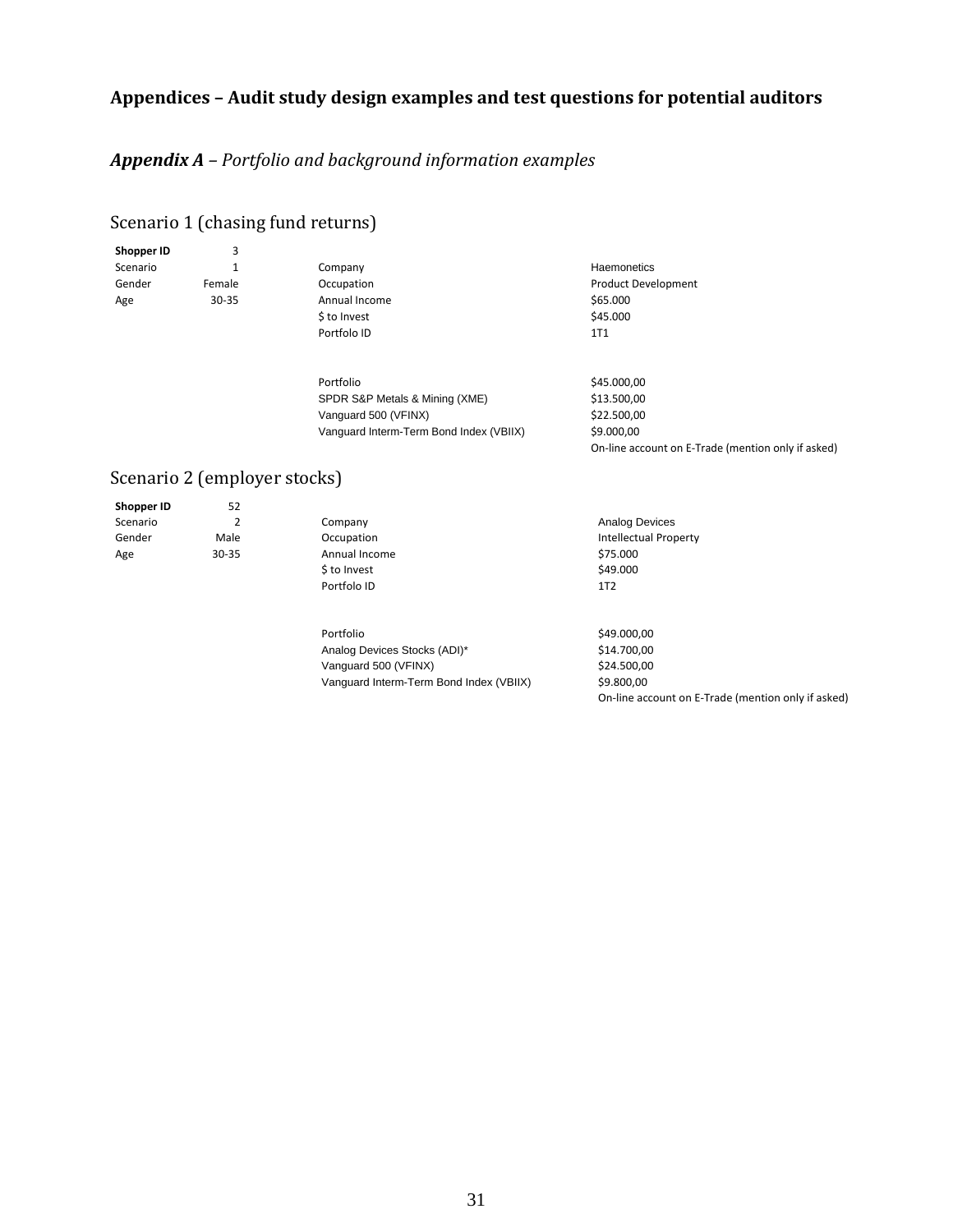## Appendices – Audit study design examples and test questions for potential auditors

### *Appendix A* – *Portfolio and background information examples*

### Scenario 1 (chasing fund returns)

| | | | |
|---|---|---|---|
| **Shopper ID** | 3 | | |
| Scenario | 1 | Company | Haemonetics |
| Gender | Female | Occupation | Product Development |
| Age | 30-35 | Annual Income | $65.000 |
| | | $ to Invest | $45.000 |
| | | Portfolo ID | 1T1 |
| | | | |
| | | Portfolio | $45.000,00 |
| | | SPDR S&P Metals & Mining (XME) | $13.500,00 |
| | | Vanguard 500 (VFINX) | $22.500,00 |
| | | Vanguard Interm-Term Bond Index (VBIIX) | $9.000,00 |
| | | | On-line account on E-Trade (mention only if asked) |

### Scenario 2 (employer stocks)

| | | | |
|---|---|---|---|
| **Shopper ID** | 52 | | |
| Scenario | 2 | Company | Analog Devices |
| Gender | Male | Occupation | Intellectual Property |
| Age | 30-35 | Annual Income | $75.000 |
| | | $ to Invest | $49.000 |
| | | Portfolo ID | 1T2 |
| | | | |
| | | Portfolio | $49.000,00 |
| | | Analog Devices Stocks (ADI)* | $14.700,00 |
| | | Vanguard 500 (VFINX) | $24.500,00 |
| | | Vanguard Interm-Term Bond Index (VBIIX) | $9.800,00 |
| | | | On-line account on E-Trade (mention only if asked) |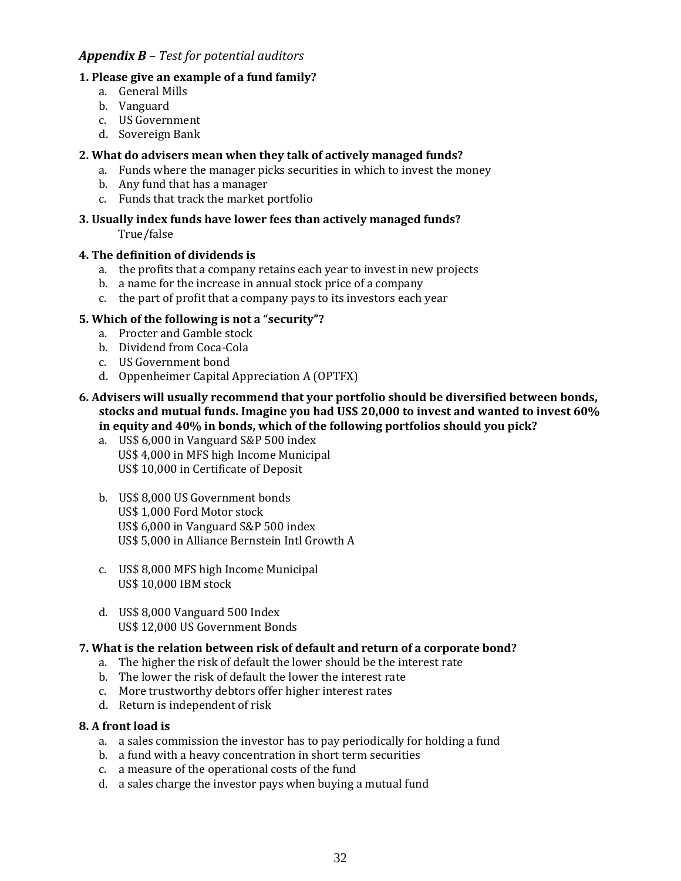***Appendix B** – Test for potential auditors*

**1. Please give an example of a fund family?**

a. General Mills
b. Vanguard
c. US Government
d. Sovereign Bank

**2. What do advisers mean when they talk of actively managed funds?**

a. Funds where the manager picks securities in which to invest the money
b. Any fund that has a manager
c. Funds that track the market portfolio

**3. Usually index funds have lower fees than actively managed funds?**

True/false

**4. The definition of dividends is**

a. the profits that a company retains each year to invest in new projects
b. a name for the increase in annual stock price of a company
c. the part of profit that a company pays to its investors each year

**5. Which of the following is not a "security"?**

a. Procter and Gamble stock
b. Dividend from Coca-Cola
c. US Government bond
d. Oppenheimer Capital Appreciation A (OPTFX)

**6. Advisers will usually recommend that your portfolio should be diversified between bonds, stocks and mutual funds. Imagine you had US$ 20,000 to invest and wanted to invest 60% in equity and 40% in bonds, which of the following portfolios should you pick?**

a. US$ 6,000 in Vanguard S&P 500 index
US$ 4,000 in MFS high Income Municipal
US$ 10,000 in Certificate of Deposit

b. US$ 8,000 US Government bonds
US$ 1,000 Ford Motor stock
US$ 6,000 in Vanguard S&P 500 index
US$ 5,000 in Alliance Bernstein Intl Growth A

c. US$ 8,000 MFS high Income Municipal
US$ 10,000 IBM stock

d. US$ 8,000 Vanguard 500 Index
US$ 12,000 US Government Bonds

**7. What is the relation between risk of default and return of a corporate bond?**

a. The higher the risk of default the lower should be the interest rate
b. The lower the risk of default the lower the interest rate
c. More trustworthy debtors offer higher interest rates
d. Return is independent of risk

**8. A front load is**

a. a sales commission the investor has to pay periodically for holding a fund
b. a fund with a heavy concentration in short term securities
c. a measure of the operational costs of the fund
d. a sales charge the investor pays when buying a mutual fund